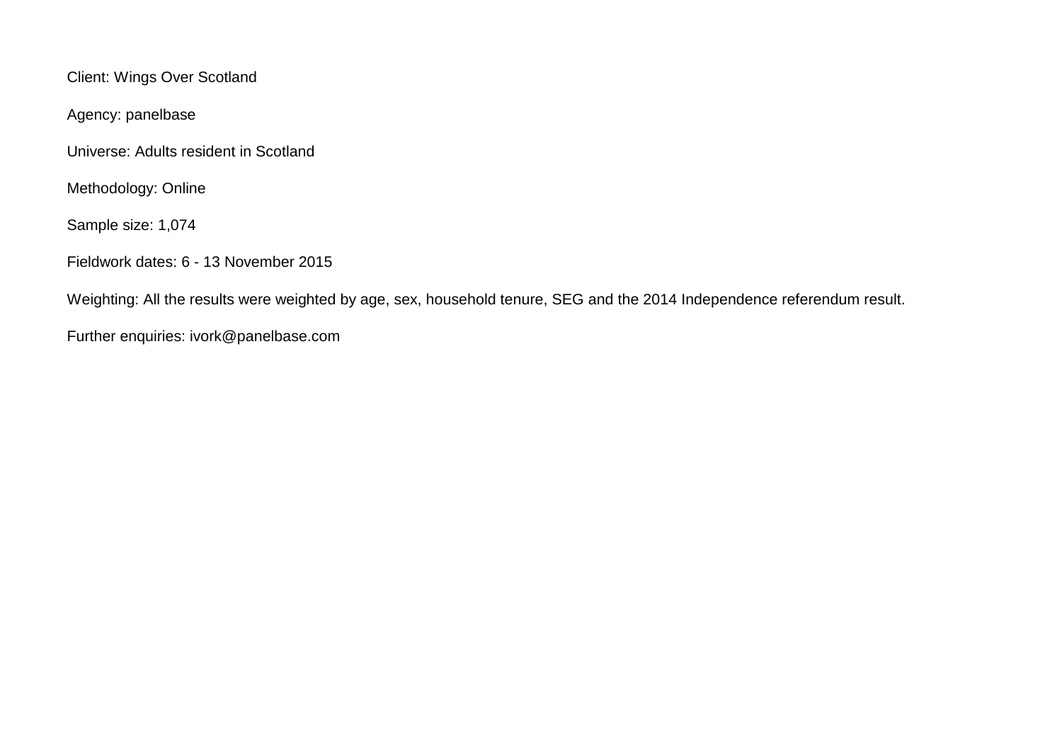Client: Wings Over Scotland

Agency: panelbase

Universe: Adults resident in Scotland

Methodology: Online

Sample size: 1,074

Fieldwork dates: 6 - 13 November 2015

Weighting: All the results were weighted by age, sex, household tenure, SEG and the 2014 Independence referendum result.

Further enquiries: ivork@panelbase.com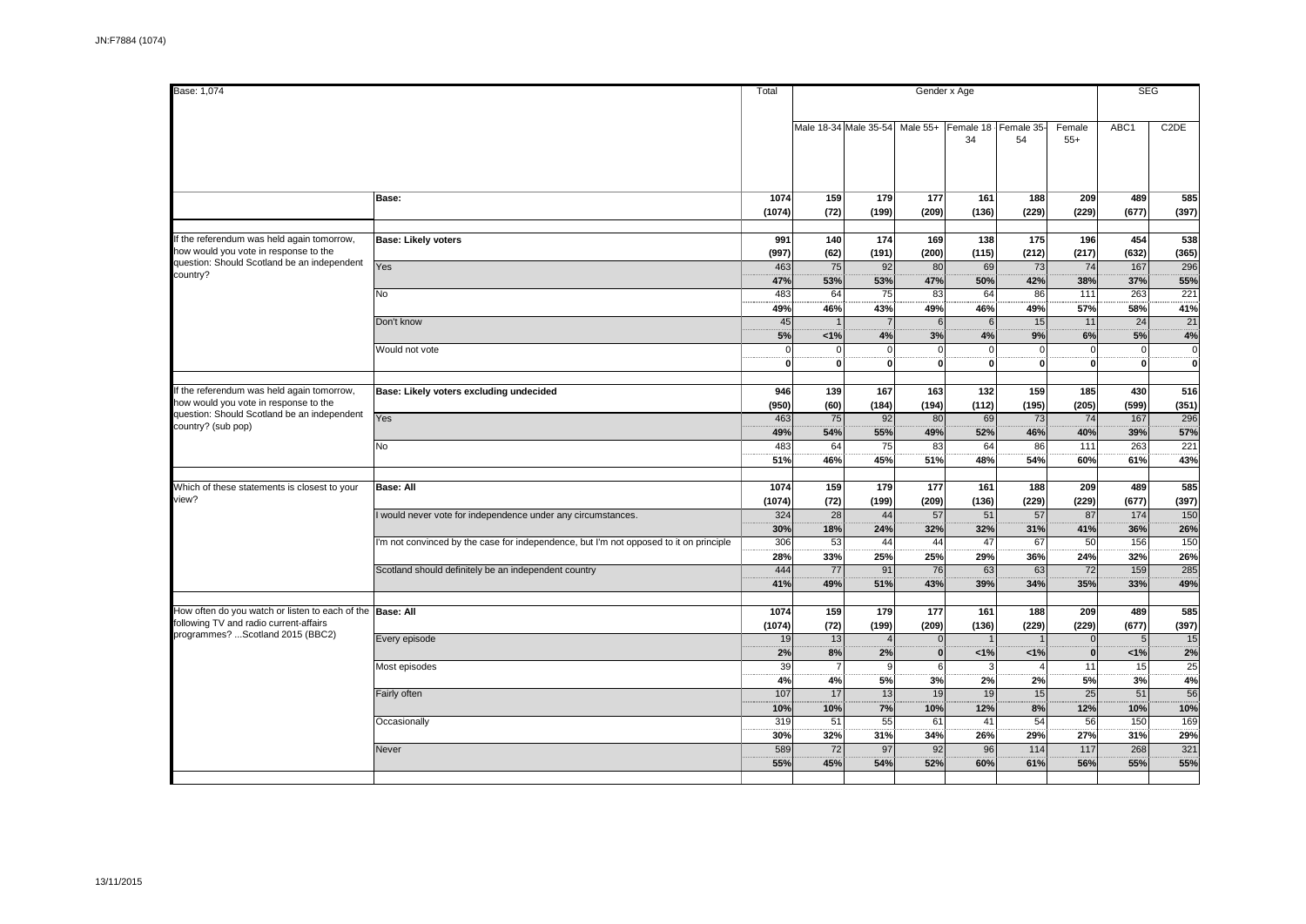| Base: 1,074 | | Total | Gender x Age | | | | | | SEG | |
|---|---|---|---|---|---|---|---|---|---|---|
| | | | Male 18-34 | Male 35-54 | Male 55+ | Female 18-34 | Female 35-54 | Female 55+ | ABC1 | C2DE |
| | **Base:** | **1074** | **159** | **179** | **177** | **161** | **188** | **209** | **489** | **585** |
| | | **(1074)** | **(72)** | **(199)** | **(209)** | **(136)** | **(229)** | **(229)** | **(677)** | **(397)** |
| If the referendum was held again tomorrow, how would you vote in response to the question: Should Scotland be an independent country? | **Base: Likely voters** | **991** | **140** | **174** | **169** | **138** | **175** | **196** | **454** | **538** |
| | | **(997)** | **(62)** | **(191)** | **(200)** | **(115)** | **(212)** | **(217)** | **(632)** | **(365)** |
| | Yes | 463 | 75 | 92 | 80 | 69 | 73 | 74 | 167 | 296 |
| | | **47%** | **53%** | **53%** | **47%** | **50%** | **42%** | **38%** | **37%** | **55%** |
| | No | 483 | 64 | 75 | 83 | 64 | 86 | 111 | 263 | 221 |
| | | **49%** | **46%** | **43%** | **49%** | **46%** | **49%** | **57%** | **58%** | **41%** |
| | Don't know | 45 | 1 | 7 | 6 | 6 | 15 | 11 | 24 | 21 |
| | | **5%** | **<1%** | **4%** | **3%** | **4%** | **9%** | **6%** | **5%** | **4%** |
| | Would not vote | 0 | 0 | 0 | 0 | 0 | 0 | 0 | 0 | 0 |
| | | **0** | **0** | **0** | **0** | **0** | **0** | **0** | **0** | **0** |
| If the referendum was held again tomorrow, how would you vote in response to the question: Should Scotland be an independent country? (sub pop) | **Base: Likely voters excluding undecided** | **946** | **139** | **167** | **163** | **132** | **159** | **185** | **430** | **516** |
| | | **(950)** | **(60)** | **(184)** | **(194)** | **(112)** | **(195)** | **(205)** | **(599)** | **(351)** |
| | Yes | 463 | 75 | 92 | 80 | 69 | 73 | 74 | 167 | 296 |
| | | **49%** | **54%** | **55%** | **49%** | **52%** | **46%** | **40%** | **39%** | **57%** |
| | No | 483 | 64 | 75 | 83 | 64 | 86 | 111 | 263 | 221 |
| | | **51%** | **46%** | **45%** | **51%** | **48%** | **54%** | **60%** | **61%** | **43%** |
| Which of these statements is closest to your view? | **Base: All** | **1074** | **159** | **179** | **177** | **161** | **188** | **209** | **489** | **585** |
| | | **(1074)** | **(72)** | **(199)** | **(209)** | **(136)** | **(229)** | **(229)** | **(677)** | **(397)** |
| | I would never vote for independence under any circumstances. | 324 | 28 | 44 | 57 | 51 | 57 | 87 | 174 | 150 |
| | | **30%** | **18%** | **24%** | **32%** | **32%** | **31%** | **41%** | **36%** | **26%** |
| | I'm not convinced by the case for independence, but I'm not opposed to it on principle | 306 | 53 | 44 | 44 | 47 | 67 | 50 | 156 | 150 |
| | | **28%** | **33%** | **25%** | **25%** | **29%** | **36%** | **24%** | **32%** | **26%** |
| | Scotland should definitely be an independent country | 444 | 77 | 91 | 76 | 63 | 63 | 72 | 159 | 285 |
| | | **41%** | **49%** | **51%** | **43%** | **39%** | **34%** | **35%** | **33%** | **49%** |
| How often do you watch or listen to each of the following TV and radio current-affairs programmes? ...Scotland 2015 (BBC2) | **Base: All** | **1074** | **159** | **179** | **177** | **161** | **188** | **209** | **489** | **585** |
| | | **(1074)** | **(72)** | **(199)** | **(209)** | **(136)** | **(229)** | **(229)** | **(677)** | **(397)** |
| | Every episode | 19 | 13 | 4 | 0 | 1 | 1 | 0 | 5 | 15 |
| | | **2%** | **8%** | **2%** | **0** | **<1%** | **<1%** | **0** | **<1%** | **2%** |
| | Most episodes | 39 | 7 | 9 | 6 | 3 | 4 | 11 | 15 | 25 |
| | | **4%** | **4%** | **5%** | **3%** | **2%** | **2%** | **5%** | **3%** | **4%** |
| | Fairly often | 107 | 17 | 13 | 19 | 19 | 15 | 25 | 51 | 56 |
| | | **10%** | **10%** | **7%** | **10%** | **12%** | **8%** | **12%** | **10%** | **10%** |
| | Occasionally | 319 | 51 | 55 | 61 | 41 | 54 | 56 | 150 | 169 |
| | | **30%** | **32%** | **31%** | **34%** | **26%** | **29%** | **27%** | **31%** | **29%** |
| | Never | 589 | 72 | 97 | 92 | 96 | 114 | 117 | 268 | 321 |
| | | **55%** | **45%** | **54%** | **52%** | **60%** | **61%** | **56%** | **55%** | **55%** |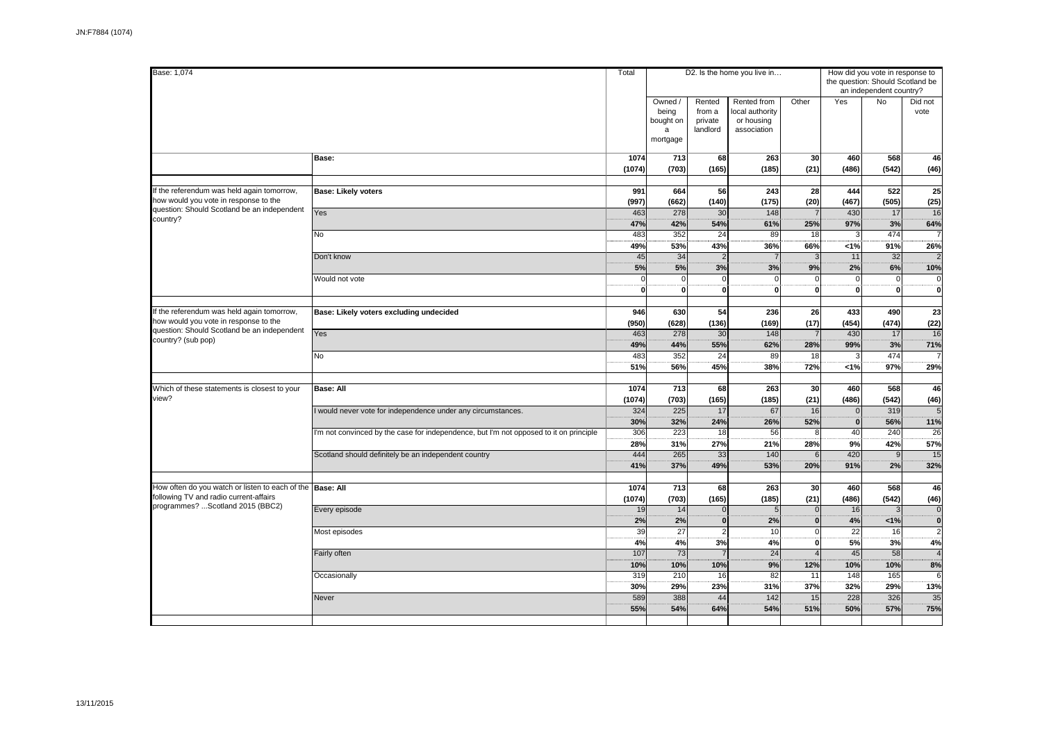| Base: 1,074 | | Total | D2. Is the home you live in… | | | | How did you vote in response to the question: Should Scotland be an independent country? | | |
|---|---|---|---|---|---|---|---|---|---|
| | | | Owned / being bought on a mortgage | Rented from a private landlord | Rented from local authority or housing association | Other | Yes | No | Did not vote |
| | **Base:** | **1074** | **713** | **68** | **263** | **30** | **460** | **568** | **46** |
| | | **(1074)** | **(703)** | **(165)** | **(185)** | **(21)** | **(486)** | **(542)** | **(46)** |
| If the referendum was held again tomorrow, how would you vote in response to the question: Should Scotland be an independent country? | **Base: Likely voters** | **991** | **664** | **56** | **243** | **28** | **444** | **522** | **25** |
| | | **(997)** | **(662)** | **(140)** | **(175)** | **(20)** | **(467)** | **(505)** | **(25)** |
| | Yes | 463 | 278 | 30 | 148 | 7 | 430 | 17 | 16 |
| | | **47%** | **42%** | **54%** | **61%** | **25%** | **97%** | **3%** | **64%** |
| | No | 483 | 352 | 24 | 89 | 18 | 3 | 474 | 7 |
| | | **49%** | **53%** | **43%** | **36%** | **66%** | **<1%** | **91%** | **26%** |
| | Don't know | 45 | 34 | 2 | 7 | 3 | 11 | 32 | 2 |
| | | **5%** | **5%** | **3%** | **3%** | **9%** | **2%** | **6%** | **10%** |
| | Would not vote | 0 | 0 | 0 | 0 | 0 | 0 | 0 | 0 |
| | | **0** | **0** | **0** | **0** | **0** | **0** | **0** | **0** |
| If the referendum was held again tomorrow, how would you vote in response to the question: Should Scotland be an independent country? (sub pop) | **Base: Likely voters excluding undecided** | **946** | **630** | **54** | **236** | **26** | **433** | **490** | **23** |
| | | **(950)** | **(628)** | **(136)** | **(169)** | **(17)** | **(454)** | **(474)** | **(22)** |
| | Yes | 463 | 278 | 30 | 148 | 7 | 430 | 17 | 16 |
| | | **49%** | **44%** | **55%** | **62%** | **28%** | **99%** | **3%** | **71%** |
| | No | 483 | 352 | 24 | 89 | 18 | 3 | 474 | 7 |
| | | **51%** | **56%** | **45%** | **38%** | **72%** | **<1%** | **97%** | **29%** |
| Which of these statements is closest to your view? | **Base: All** | **1074** | **713** | **68** | **263** | **30** | **460** | **568** | **46** |
| | | **(1074)** | **(703)** | **(165)** | **(185)** | **(21)** | **(486)** | **(542)** | **(46)** |
| | I would never vote for independence under any circumstances. | 324 | 225 | 17 | 67 | 16 | 0 | 319 | 5 |
| | | **30%** | **32%** | **24%** | **26%** | **52%** | **0** | **56%** | **11%** |
| | I'm not convinced by the case for independence, but I'm not opposed to it on principle | 306 | 223 | 18 | 56 | 8 | 40 | 240 | 26 |
| | | **28%** | **31%** | **27%** | **21%** | **28%** | **9%** | **42%** | **57%** |
| | Scotland should definitely be an independent country | 444 | 265 | 33 | 140 | 6 | 420 | 9 | 15 |
| | | **41%** | **37%** | **49%** | **53%** | **20%** | **91%** | **2%** | **32%** |
| How often do you watch or listen to each of the following TV and radio current-affairs programmes? ...Scotland 2015 (BBC2) | **Base: All** | **1074** | **713** | **68** | **263** | **30** | **460** | **568** | **46** |
| | | **(1074)** | **(703)** | **(165)** | **(185)** | **(21)** | **(486)** | **(542)** | **(46)** |
| | Every episode | 19 | 14 | 0 | 5 | 0 | 16 | 3 | 0 |
| | | **2%** | **2%** | **0** | **2%** | **0** | **4%** | **<1%** | **0** |
| | Most episodes | 39 | 27 | 2 | 10 | 0 | 22 | 16 | 2 |
| | | **4%** | **4%** | **3%** | **4%** | **0** | **5%** | **3%** | **4%** |
| | Fairly often | 107 | 73 | 7 | 24 | 4 | 45 | 58 | 4 |
| | | **10%** | **10%** | **10%** | **9%** | **12%** | **10%** | **10%** | **8%** |
| | Occasionally | 319 | 210 | 16 | 82 | 11 | 148 | 165 | 6 |
| | | **30%** | **29%** | **23%** | **31%** | **37%** | **32%** | **29%** | **13%** |
| | Never | 589 | 388 | 44 | 142 | 15 | 228 | 326 | 35 |
| | | **55%** | **54%** | **64%** | **54%** | **51%** | **50%** | **57%** | **75%** |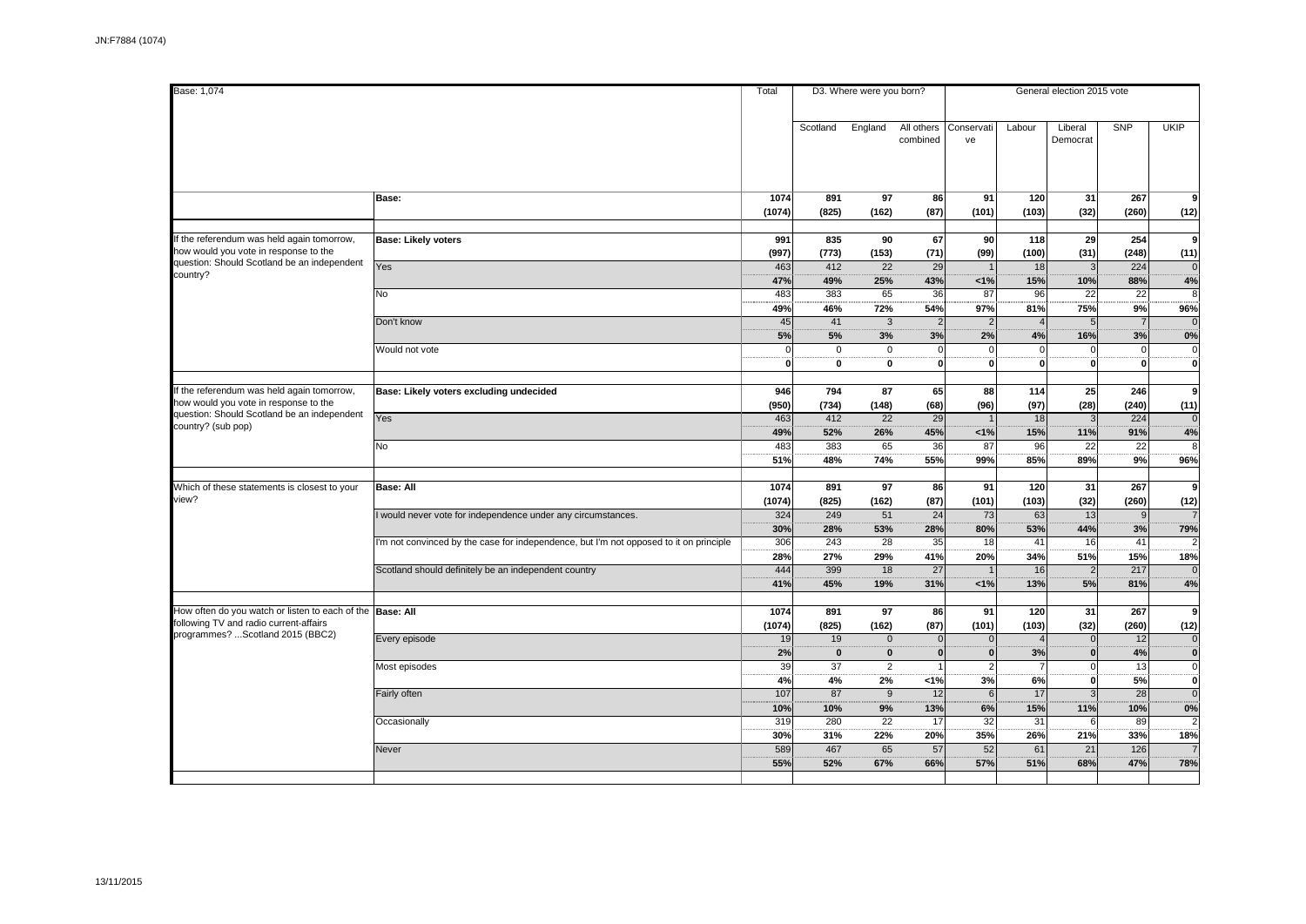| Base: 1,074 | | Total | D3. Where were you born? | | | General election 2015 vote | | | | |
|---|---|---|---|---|---|---|---|---|---|---|
| | | | Scotland | England | All others combined | Conservative | Labour | Liberal Democrat | SNP | UKIP |
| | Base: | 1074 | 891 | 97 | 86 | 91 | 120 | 31 | 267 | 9 |
| | | (1074) | (825) | (162) | (87) | (101) | (103) | (32) | (260) | (12) |
| If the referendum was held again tomorrow, how would you vote in response to the question: Should Scotland be an independent country? | **Base: Likely voters** | 991 | 835 | 90 | 67 | 90 | 118 | 29 | 254 | 9 |
| | | (997) | (773) | (153) | (71) | (99) | (100) | (31) | (248) | (11) |
| | Yes | 463 | 412 | 22 | 29 | 1 | 18 | 3 | 224 | 0 |
| | | 47% | 49% | 25% | 43% | <1% | 15% | 10% | 88% | 4% |
| | No | 483 | 383 | 65 | 36 | 87 | 96 | 22 | 22 | 8 |
| | | 49% | 46% | 72% | 54% | 97% | 81% | 75% | 9% | 96% |
| | Don't know | 45 | 41 | 3 | 2 | 2 | 4 | 5 | 7 | 0 |
| | | 5% | 5% | 3% | 3% | 2% | 4% | 16% | 3% | 0% |
| | Would not vote | 0 | 0 | 0 | 0 | 0 | 0 | 0 | 0 | 0 |
| | | 0 | 0 | 0 | 0 | 0 | 0 | 0 | 0 | 0 |
| If the referendum was held again tomorrow, how would you vote in response to the question: Should Scotland be an independent country? (sub pop) | **Base: Likely voters excluding undecided** | 946 | 794 | 87 | 65 | 88 | 114 | 25 | 246 | 9 |
| | | (950) | (734) | (148) | (68) | (96) | (97) | (28) | (240) | (11) |
| | Yes | 463 | 412 | 22 | 29 | 1 | 18 | 3 | 224 | 0 |
| | | 49% | 52% | 26% | 45% | <1% | 15% | 11% | 91% | 4% |
| | No | 483 | 383 | 65 | 36 | 87 | 96 | 22 | 22 | 8 |
| | | 51% | 48% | 74% | 55% | 99% | 85% | 89% | 9% | 96% |
| Which of these statements is closest to your view? | **Base: All** | 1074 | 891 | 97 | 86 | 91 | 120 | 31 | 267 | 9 |
| | | (1074) | (825) | (162) | (87) | (101) | (103) | (32) | (260) | (12) |
| | I would never vote for independence under any circumstances. | 324 | 249 | 51 | 24 | 73 | 63 | 13 | 9 | 7 |
| | | 30% | 28% | 53% | 28% | 80% | 53% | 44% | 3% | 79% |
| | I'm not convinced by the case for independence, but I'm not opposed to it on principle | 306 | 243 | 28 | 35 | 18 | 41 | 16 | 41 | 2 |
| | | 28% | 27% | 29% | 41% | 20% | 34% | 51% | 15% | 18% |
| | Scotland should definitely be an independent country | 444 | 399 | 18 | 27 | 1 | 16 | 2 | 217 | 0 |
| | | 41% | 45% | 19% | 31% | <1% | 13% | 5% | 81% | 4% |
| How often do you watch or listen to each of the following TV and radio current-affairs programmes? ...Scotland 2015 (BBC2) | **Base: All** | 1074 | 891 | 97 | 86 | 91 | 120 | 31 | 267 | 9 |
| | | (1074) | (825) | (162) | (87) | (101) | (103) | (32) | (260) | (12) |
| | Every episode | 19 | 19 | 0 | 0 | 0 | 4 | 0 | 12 | 0 |
| | | 2% | 0 | 0 | 0 | 0 | 3% | 0 | 4% | 0 |
| | Most episodes | 39 | 37 | 2 | 1 | 2 | 7 | 0 | 13 | 0 |
| | | 4% | 4% | 2% | <1% | 3% | 6% | 0 | 5% | 0 |
| | Fairly often | 107 | 87 | 9 | 12 | 6 | 17 | 3 | 28 | 0 |
| | | 10% | 10% | 9% | 13% | 6% | 15% | 11% | 10% | 0% |
| | Occasionally | 319 | 280 | 22 | 17 | 32 | 31 | 6 | 89 | 2 |
| | | 30% | 31% | 22% | 20% | 35% | 26% | 21% | 33% | 18% |
| | Never | 589 | 467 | 65 | 57 | 52 | 61 | 21 | 126 | 7 |
| | | 55% | 52% | 67% | 66% | 57% | 51% | 68% | 47% | 78% |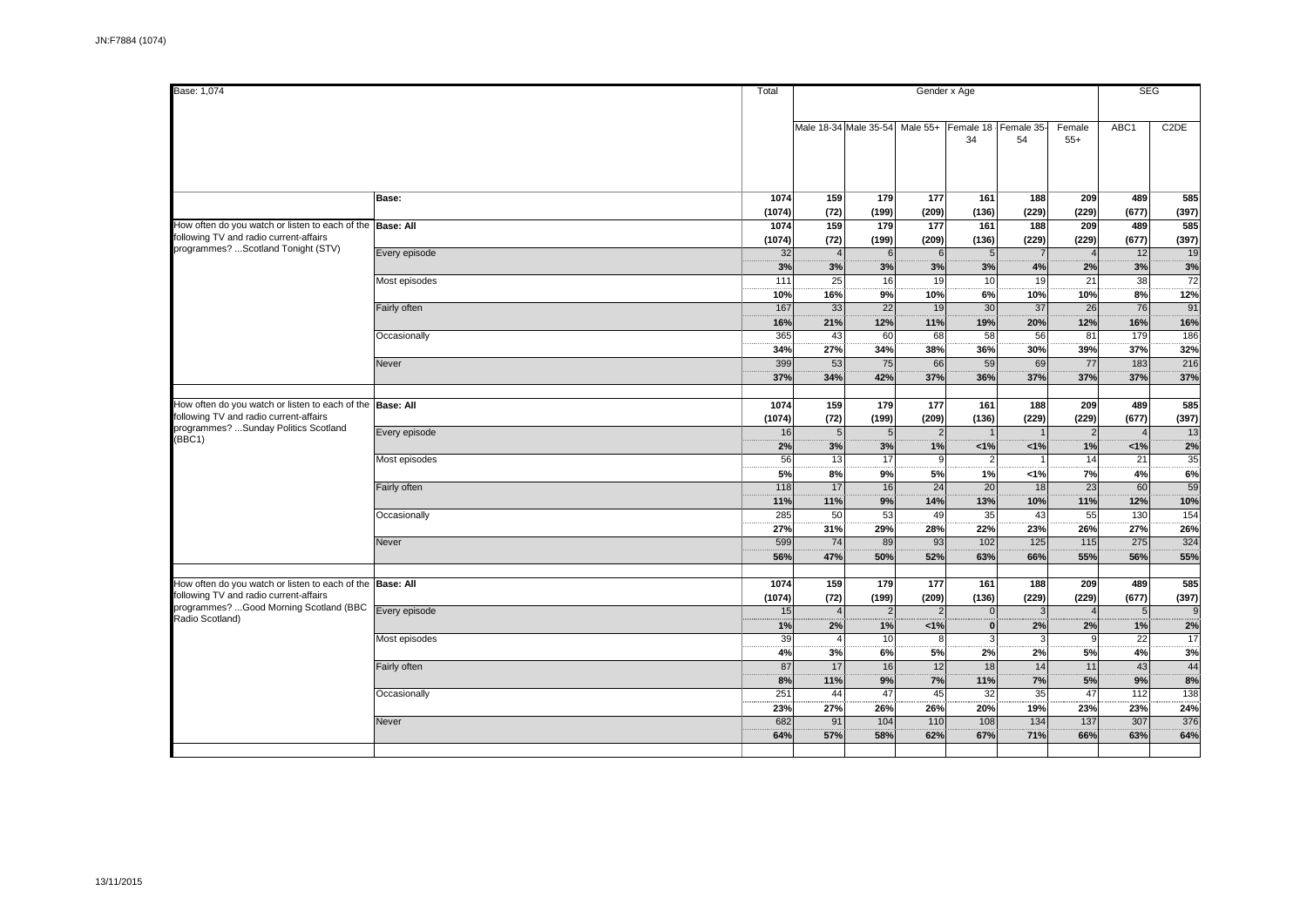| Base: 1,074 | | Total | Gender x Age | | | | | | SEG | |
|---|---|---|---|---|---|---|---|---|---|---|
| | | | Male 18-34 | Male 35-54 | Male 55+ | Female 18-34 | Female 35-54 | Female 55+ | ABC1 | C2DE |
| | **Base:** | **1074** | **159** | **179** | **177** | **161** | **188** | **209** | **489** | **585** |
| | | **(1074)** | **(72)** | **(199)** | **(209)** | **(136)** | **(229)** | **(229)** | **(677)** | **(397)** |
| How often do you watch or listen to each of the following TV and radio current-affairs programmes? ...Scotland Tonight (STV) | **Base: All** | **1074** | **159** | **179** | **177** | **161** | **188** | **209** | **489** | **585** |
| | | **(1074)** | **(72)** | **(199)** | **(209)** | **(136)** | **(229)** | **(229)** | **(677)** | **(397)** |
| | Every episode | 32 | 4 | 6 | 6 | 5 | 7 | 4 | 12 | 19 |
| | | **3%** | **3%** | **3%** | **3%** | **3%** | **4%** | **2%** | **3%** | **3%** |
| | Most episodes | 111 | 25 | 16 | 19 | 10 | 19 | 21 | 38 | 72 |
| | | **10%** | **16%** | **9%** | **10%** | **6%** | **10%** | **10%** | **8%** | **12%** |
| | Fairly often | 167 | 33 | 22 | 19 | 30 | 37 | 26 | 76 | 91 |
| | | **16%** | **21%** | **12%** | **11%** | **19%** | **20%** | **12%** | **16%** | **16%** |
| | Occasionally | 365 | 43 | 60 | 68 | 58 | 56 | 81 | 179 | 186 |
| | | **34%** | **27%** | **34%** | **38%** | **36%** | **30%** | **39%** | **37%** | **32%** |
| | Never | 399 | 53 | 75 | 66 | 59 | 69 | 77 | 183 | 216 |
| | | **37%** | **34%** | **42%** | **37%** | **36%** | **37%** | **37%** | **37%** | **37%** |
| How often do you watch or listen to each of the following TV and radio current-affairs programmes? ...Sunday Politics Scotland (BBC1) | **Base: All** | **1074** | **159** | **179** | **177** | **161** | **188** | **209** | **489** | **585** |
| | | **(1074)** | **(72)** | **(199)** | **(209)** | **(136)** | **(229)** | **(229)** | **(677)** | **(397)** |
| | Every episode | 16 | 5 | 5 | 2 | 1 | 1 | 2 | 4 | 13 |
| | | **2%** | **3%** | **3%** | **1%** | **<1%** | **<1%** | **1%** | **<1%** | **2%** |
| | Most episodes | 56 | 13 | 17 | 9 | 2 | 1 | 14 | 21 | 35 |
| | | **5%** | **8%** | **9%** | **5%** | **1%** | **<1%** | **7%** | **4%** | **6%** |
| | Fairly often | 118 | 17 | 16 | 24 | 20 | 18 | 23 | 60 | 59 |
| | | **11%** | **11%** | **9%** | **14%** | **13%** | **10%** | **11%** | **12%** | **10%** |
| | Occasionally | 285 | 50 | 53 | 49 | 35 | 43 | 55 | 130 | 154 |
| | | **27%** | **31%** | **29%** | **28%** | **22%** | **23%** | **26%** | **27%** | **26%** |
| | Never | 599 | 74 | 89 | 93 | 102 | 125 | 115 | 275 | 324 |
| | | **56%** | **47%** | **50%** | **52%** | **63%** | **66%** | **55%** | **56%** | **55%** |
| How often do you watch or listen to each of the following TV and radio current-affairs programmes? ...Good Morning Scotland (BBC Radio Scotland) | **Base: All** | **1074** | **159** | **179** | **177** | **161** | **188** | **209** | **489** | **585** |
| | | **(1074)** | **(72)** | **(199)** | **(209)** | **(136)** | **(229)** | **(229)** | **(677)** | **(397)** |
| | Every episode | 15 | 4 | 2 | 2 | 0 | 3 | 4 | 5 | 9 |
| | | **1%** | **2%** | **1%** | **<1%** | **0** | **2%** | **2%** | **1%** | **2%** |
| | Most episodes | 39 | 4 | 10 | 8 | 3 | 3 | 9 | 22 | 17 |
| | | **4%** | **3%** | **6%** | **5%** | **2%** | **2%** | **5%** | **4%** | **3%** |
| | Fairly often | 87 | 17 | 16 | 12 | 18 | 14 | 11 | 43 | 44 |
| | | **8%** | **11%** | **9%** | **7%** | **11%** | **7%** | **5%** | **9%** | **8%** |
| | Occasionally | 251 | 44 | 47 | 45 | 32 | 35 | 47 | 112 | 138 |
| | | **23%** | **27%** | **26%** | **26%** | **20%** | **19%** | **23%** | **23%** | **24%** |
| | Never | 682 | 91 | 104 | 110 | 108 | 134 | 137 | 307 | 376 |
| | | **64%** | **57%** | **58%** | **62%** | **67%** | **71%** | **66%** | **63%** | **64%** |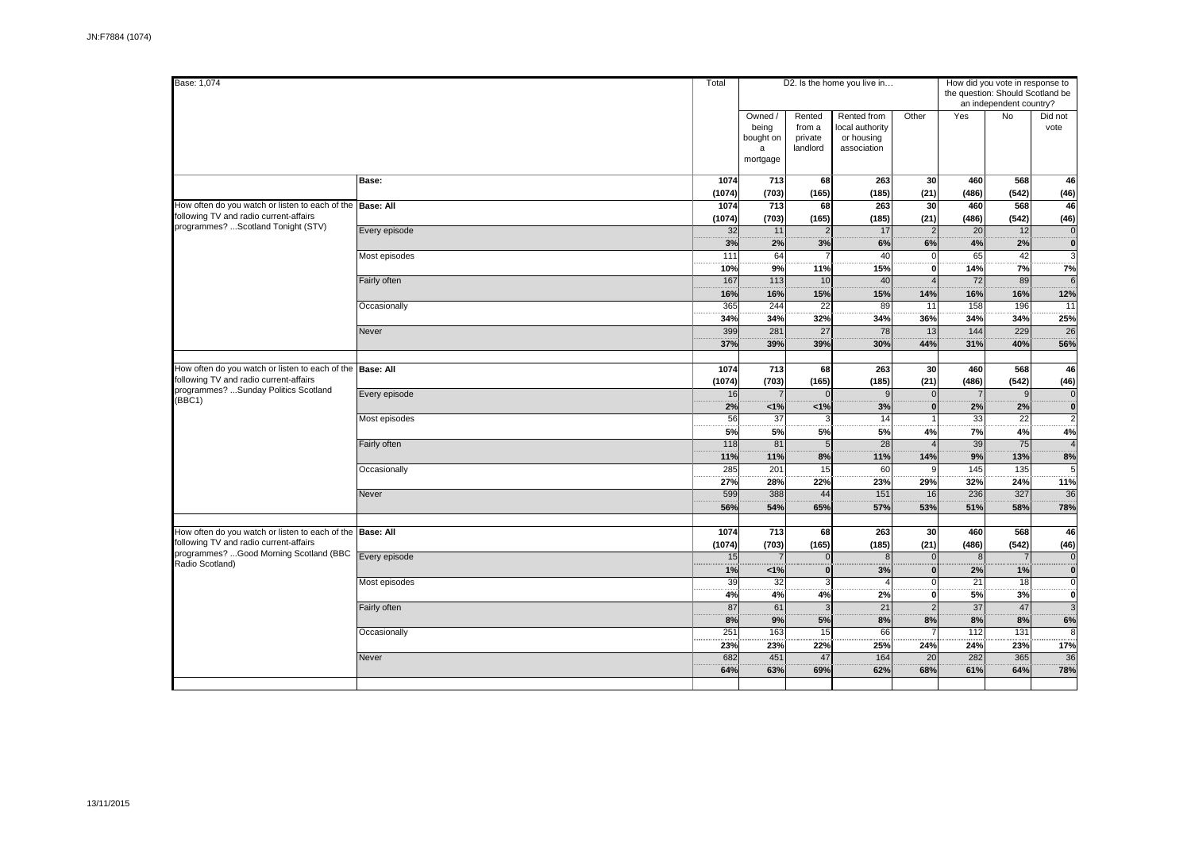| Base: 1,074 | | Total | D2. Is the home you live in… | | | | How did you vote in response to the question: Should Scotland be an independent country? | | |
|---|---|---|---|---|---|---|---|---|---|
| | | | Owned / being bought on a mortgage | Rented from a private landlord | Rented from local authority or housing association | Other | Yes | No | Did not vote |
| | **Base:** | **1074** | **713** | **68** | **263** | **30** | **460** | **568** | **46** |
| | | **(1074)** | **(703)** | **(165)** | **(185)** | **(21)** | **(486)** | **(542)** | **(46)** |
| How often do you watch or listen to each of the following TV and radio current-affairs programmes? ...Scotland Tonight (STV) | **Base: All** | **1074** | **713** | **68** | **263** | **30** | **460** | **568** | **46** |
| | | **(1074)** | **(703)** | **(165)** | **(185)** | **(21)** | **(486)** | **(542)** | **(46)** |
| | Every episode | 32 | 11 | 2 | 17 | 2 | 20 | 12 | 0 |
| | | **3%** | **2%** | **3%** | **6%** | **6%** | **4%** | **2%** | **0** |
| | Most episodes | 111 | 64 | 7 | 40 | 0 | 65 | 42 | 3 |
| | | **10%** | **9%** | **11%** | **15%** | **0** | **14%** | **7%** | **7%** |
| | Fairly often | 167 | 113 | 10 | 40 | 4 | 72 | 89 | 6 |
| | | **16%** | **16%** | **15%** | **15%** | **14%** | **16%** | **16%** | **12%** |
| | Occasionally | 365 | 244 | 22 | 89 | 11 | 158 | 196 | 11 |
| | | **34%** | **34%** | **32%** | **34%** | **36%** | **34%** | **34%** | **25%** |
| | Never | 399 | 281 | 27 | 78 | 13 | 144 | 229 | 26 |
| | | **37%** | **39%** | **39%** | **30%** | **44%** | **31%** | **40%** | **56%** |
| How often do you watch or listen to each of the following TV and radio current-affairs programmes? ...Sunday Politics Scotland (BBC1) | **Base: All** | **1074** | **713** | **68** | **263** | **30** | **460** | **568** | **46** |
| | | **(1074)** | **(703)** | **(165)** | **(185)** | **(21)** | **(486)** | **(542)** | **(46)** |
| | Every episode | 16 | 7 | 0 | 9 | 0 | 7 | 9 | 0 |
| | | **2%** | **<1%** | **<1%** | **3%** | **0** | **2%** | **2%** | **0** |
| | Most episodes | 56 | 37 | 3 | 14 | 1 | 33 | 22 | 2 |
| | | **5%** | **5%** | **5%** | **5%** | **4%** | **7%** | **4%** | **4%** |
| | Fairly often | 118 | 81 | 5 | 28 | 4 | 39 | 75 | 4 |
| | | **11%** | **11%** | **8%** | **11%** | **14%** | **9%** | **13%** | **8%** |
| | Occasionally | 285 | 201 | 15 | 60 | 9 | 145 | 135 | 5 |
| | | **27%** | **28%** | **22%** | **23%** | **29%** | **32%** | **24%** | **11%** |
| | Never | 599 | 388 | 44 | 151 | 16 | 236 | 327 | 36 |
| | | **56%** | **54%** | **65%** | **57%** | **53%** | **51%** | **58%** | **78%** |
| How often do you watch or listen to each of the following TV and radio current-affairs programmes? ...Good Morning Scotland (BBC Radio Scotland) | **Base: All** | **1074** | **713** | **68** | **263** | **30** | **460** | **568** | **46** |
| | | **(1074)** | **(703)** | **(165)** | **(185)** | **(21)** | **(486)** | **(542)** | **(46)** |
| | Every episode | 15 | 7 | 0 | 8 | 0 | 8 | 7 | 0 |
| | | **1%** | **<1%** | **0** | **3%** | **0** | **2%** | **1%** | **0** |
| | Most episodes | 39 | 32 | 3 | 4 | 0 | 21 | 18 | 0 |
| | | **4%** | **4%** | **4%** | **2%** | **0** | **5%** | **3%** | **0** |
| | Fairly often | 87 | 61 | 3 | 21 | 2 | 37 | 47 | 3 |
| | | **8%** | **9%** | **5%** | **8%** | **8%** | **8%** | **8%** | **6%** |
| | Occasionally | 251 | 163 | 15 | 66 | 7 | 112 | 131 | 8 |
| | | **23%** | **23%** | **22%** | **25%** | **24%** | **24%** | **23%** | **17%** |
| | Never | 682 | 451 | 47 | 164 | 20 | 282 | 365 | 36 |
| | | **64%** | **63%** | **69%** | **62%** | **68%** | **61%** | **64%** | **78%** |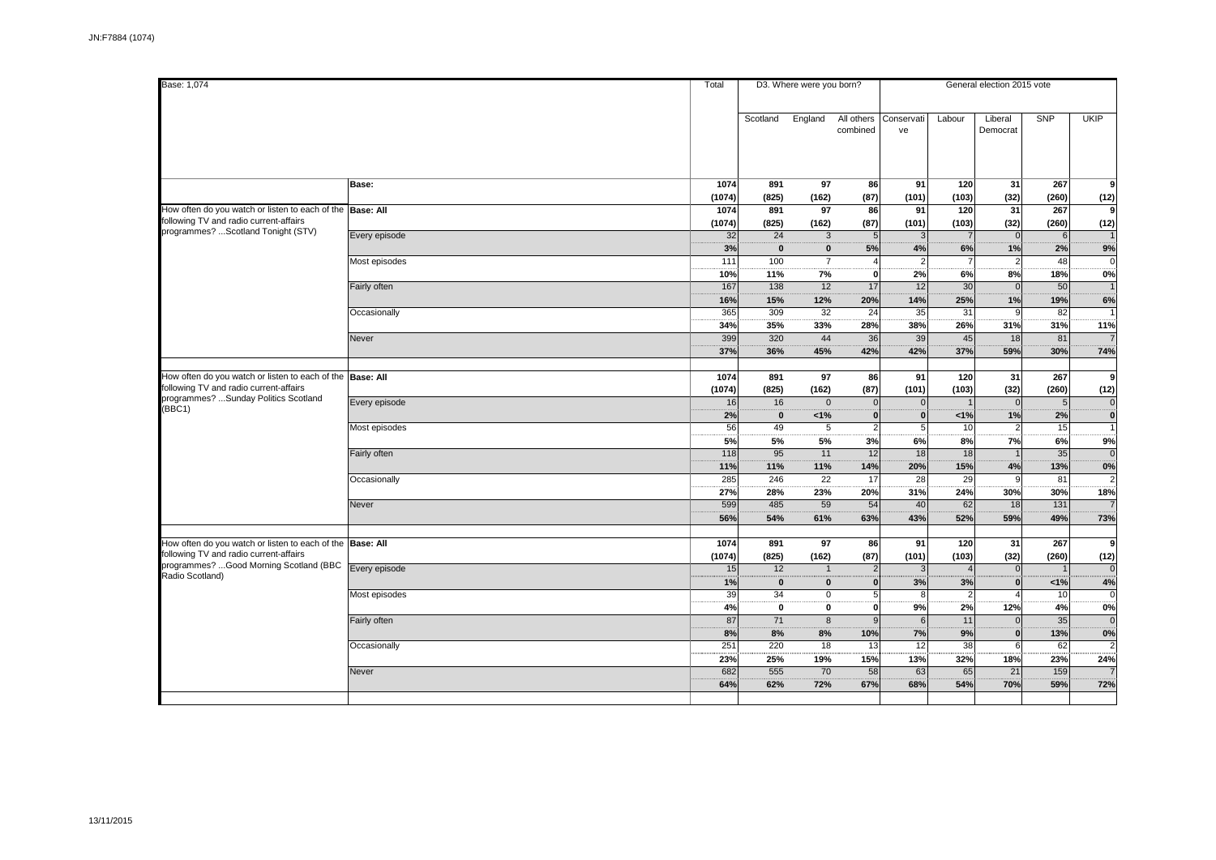JN:F7884 (1074)

| Base: 1,074 | | Total | D3. Where were you born? | | | General election 2015 vote | | | | |
|---|---|---|---|---|---|---|---|---|---|---|
| | | | Scotland | England | All others combined | Conservative | Labour | Liberal Democrat | SNP | UKIP |
| | **Base:** | **1074** | **891** | **97** | **86** | **91** | **120** | **31** | **267** | **9** |
| | | **(1074)** | **(825)** | **(162)** | **(87)** | **(101)** | **(103)** | **(32)** | **(260)** | **(12)** |
| How often do you watch or listen to each of the following TV and radio current-affairs programmes? ...Scotland Tonight (STV) | **Base: All** | **1074** | **891** | **97** | **86** | **91** | **120** | **31** | **267** | **9** |
| | | **(1074)** | **(825)** | **(162)** | **(87)** | **(101)** | **(103)** | **(32)** | **(260)** | **(12)** |
| | Every episode | 32 | 24 | 3 | 5 | 3 | 7 | 0 | 6 | 1 |
| | | **3%** | **0** | **0** | **5%** | **4%** | **6%** | **1%** | **2%** | **9%** |
| | Most episodes | 111 | 100 | 7 | 4 | 2 | 7 | 2 | 48 | 0 |
| | | **10%** | **11%** | **7%** | **0** | **2%** | **6%** | **8%** | **18%** | **0%** |
| | Fairly often | 167 | 138 | 12 | 17 | 12 | 30 | 0 | 50 | 1 |
| | | **16%** | **15%** | **12%** | **20%** | **14%** | **25%** | **1%** | **19%** | **6%** |
| | Occasionally | 365 | 309 | 32 | 24 | 35 | 31 | 9 | 82 | 1 |
| | | **34%** | **35%** | **33%** | **28%** | **38%** | **26%** | **31%** | **31%** | **11%** |
| | Never | 399 | 320 | 44 | 36 | 39 | 45 | 18 | 81 | 7 |
| | | **37%** | **36%** | **45%** | **42%** | **42%** | **37%** | **59%** | **30%** | **74%** |
| How often do you watch or listen to each of the following TV and radio current-affairs programmes? ...Sunday Politics Scotland (BBC1) | **Base: All** | **1074** | **891** | **97** | **86** | **91** | **120** | **31** | **267** | **9** |
| | | **(1074)** | **(825)** | **(162)** | **(87)** | **(101)** | **(103)** | **(32)** | **(260)** | **(12)** |
| | Every episode | 16 | 16 | 0 | 0 | 0 | 1 | 0 | 5 | 0 |
| | | **2%** | **0** | **<1%** | **0** | **0** | **<1%** | **1%** | **2%** | **0** |
| | Most episodes | 56 | 49 | 5 | 2 | 5 | 10 | 2 | 15 | 1 |
| | | **5%** | **5%** | **5%** | **3%** | **6%** | **8%** | **7%** | **6%** | **9%** |
| | Fairly often | 118 | 95 | 11 | 12 | 18 | 18 | 1 | 35 | 0 |
| | | **11%** | **11%** | **11%** | **14%** | **20%** | **15%** | **4%** | **13%** | **0%** |
| | Occasionally | 285 | 246 | 22 | 17 | 28 | 29 | 9 | 81 | 2 |
| | | **27%** | **28%** | **23%** | **20%** | **31%** | **24%** | **30%** | **30%** | **18%** |
| | Never | 599 | 485 | 59 | 54 | 40 | 62 | 18 | 131 | 7 |
| | | **56%** | **54%** | **61%** | **63%** | **43%** | **52%** | **59%** | **49%** | **73%** |
| How often do you watch or listen to each of the following TV and radio current-affairs programmes? ...Good Morning Scotland (BBC Radio Scotland) | **Base: All** | **1074** | **891** | **97** | **86** | **91** | **120** | **31** | **267** | **9** |
| | | **(1074)** | **(825)** | **(162)** | **(87)** | **(101)** | **(103)** | **(32)** | **(260)** | **(12)** |
| | Every episode | 15 | 12 | 1 | 2 | 3 | 4 | 0 | 1 | 0 |
| | | **1%** | **0** | **0** | **0** | **3%** | **3%** | **0** | **<1%** | **4%** |
| | Most episodes | 39 | 34 | 0 | 5 | 8 | 2 | 4 | 10 | 0 |
| | | **4%** | **0** | **0** | **0** | **9%** | **2%** | **12%** | **4%** | **0%** |
| | Fairly often | 87 | 71 | 8 | 9 | 6 | 11 | 0 | 35 | 0 |
| | | **8%** | **8%** | **8%** | **10%** | **7%** | **9%** | **0** | **13%** | **0%** |
| | Occasionally | 251 | 220 | 18 | 13 | 12 | 38 | 6 | 62 | 2 |
| | | **23%** | **25%** | **19%** | **15%** | **13%** | **32%** | **18%** | **23%** | **24%** |
| | Never | 682 | 555 | 70 | 58 | 63 | 65 | 21 | 159 | 7 |
| | | **64%** | **62%** | **72%** | **67%** | **68%** | **54%** | **70%** | **59%** | **72%** |

13/11/2015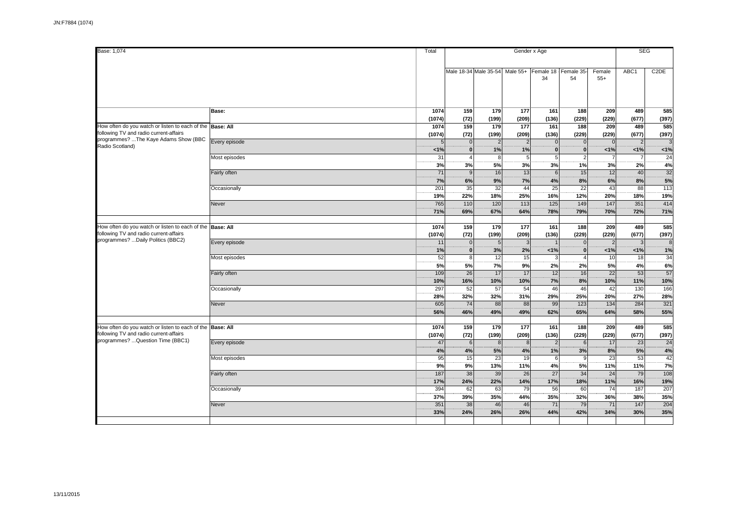| Base: 1,074 | | Total | Gender x Age | | | | | | SEG | |
|---|---|---|---|---|---|---|---|---|---|---|
| | | | Male 18-34 | Male 35-54 | Male 55+ | Female 18-34 | Female 35-54 | Female 55+ | ABC1 | C2DE |
| | **Base:** | **1074** | **159** | **179** | **177** | **161** | **188** | **209** | **489** | **585** |
| | | **(1074)** | **(72)** | **(199)** | **(209)** | **(136)** | **(229)** | **(229)** | **(677)** | **(397)** |
| How often do you watch or listen to each of the following TV and radio current-affairs programmes? ...The Kaye Adams Show (BBC Radio Scotland) | **Base: All** | **1074** | **159** | **179** | **177** | **161** | **188** | **209** | **489** | **585** |
| | | **(1074)** | **(72)** | **(199)** | **(209)** | **(136)** | **(229)** | **(229)** | **(677)** | **(397)** |
| | Every episode | 5 | 0 | 2 | 2 | 0 | 0 | 0 | 2 | 3 |
| | | **<1%** | **0** | **1%** | **1%** | **0** | **0** | **<1%** | **<1%** | **<1%** |
| | Most episodes | 31 | 4 | 8 | 5 | 5 | 2 | 7 | 7 | 24 |
| | | **3%** | **3%** | **5%** | **3%** | **3%** | **1%** | **3%** | **2%** | **4%** |
| | Fairly often | 71 | 9 | 16 | 13 | 6 | 15 | 12 | 40 | 32 |
| | | **7%** | **6%** | **9%** | **7%** | **4%** | **8%** | **6%** | **8%** | **5%** |
| | Occasionally | 201 | 35 | 32 | 44 | 25 | 22 | 43 | 88 | 113 |
| | | **19%** | **22%** | **18%** | **25%** | **16%** | **12%** | **20%** | **18%** | **19%** |
| | Never | 765 | 110 | 120 | 113 | 125 | 149 | 147 | 351 | 414 |
| | | **71%** | **69%** | **67%** | **64%** | **78%** | **79%** | **70%** | **72%** | **71%** |
| How often do you watch or listen to each of the following TV and radio current-affairs programmes? ...Daily Politics (BBC2) | **Base: All** | **1074** | **159** | **179** | **177** | **161** | **188** | **209** | **489** | **585** |
| | | **(1074)** | **(72)** | **(199)** | **(209)** | **(136)** | **(229)** | **(229)** | **(677)** | **(397)** |
| | Every episode | 11 | 0 | 5 | 3 | 1 | 0 | 2 | 3 | 8 |
| | | **1%** | **0** | **3%** | **2%** | **<1%** | **0** | **<1%** | **<1%** | **1%** |
| | Most episodes | 52 | 8 | 12 | 15 | 3 | 4 | 10 | 18 | 34 |
| | | **5%** | **5%** | **7%** | **9%** | **2%** | **2%** | **5%** | **4%** | **6%** |
| | Fairly often | 109 | 26 | 17 | 17 | 12 | 16 | 22 | 53 | 57 |
| | | **10%** | **16%** | **10%** | **10%** | **7%** | **8%** | **10%** | **11%** | **10%** |
| | Occasionally | 297 | 52 | 57 | 54 | 46 | 46 | 42 | 130 | 166 |
| | | **28%** | **32%** | **32%** | **31%** | **29%** | **25%** | **20%** | **27%** | **28%** |
| | Never | 605 | 74 | 88 | 88 | 99 | 123 | 134 | 284 | 321 |
| | | **56%** | **46%** | **49%** | **49%** | **62%** | **65%** | **64%** | **58%** | **55%** |
| How often do you watch or listen to each of the following TV and radio current-affairs programmes? ...Question Time (BBC1) | **Base: All** | **1074** | **159** | **179** | **177** | **161** | **188** | **209** | **489** | **585** |
| | | **(1074)** | **(72)** | **(199)** | **(209)** | **(136)** | **(229)** | **(229)** | **(677)** | **(397)** |
| | Every episode | 47 | 6 | 8 | 8 | 2 | 6 | 17 | 23 | 24 |
| | | **4%** | **4%** | **5%** | **4%** | **1%** | **3%** | **8%** | **5%** | **4%** |
| | Most episodes | 95 | 15 | 23 | 19 | 6 | 9 | 23 | 53 | 42 |
| | | **9%** | **9%** | **13%** | **11%** | **4%** | **5%** | **11%** | **11%** | **7%** |
| | Fairly often | 187 | 38 | 39 | 26 | 27 | 34 | 24 | 79 | 108 |
| | | **17%** | **24%** | **22%** | **14%** | **17%** | **18%** | **11%** | **16%** | **19%** |
| | Occasionally | 394 | 62 | 63 | 79 | 56 | 60 | 74 | 187 | 207 |
| | | **37%** | **39%** | **35%** | **44%** | **35%** | **32%** | **36%** | **38%** | **35%** |
| | Never | 351 | 38 | 46 | 46 | 71 | 79 | 71 | 147 | 204 |
| | | **33%** | **24%** | **26%** | **26%** | **44%** | **42%** | **34%** | **30%** | **35%** |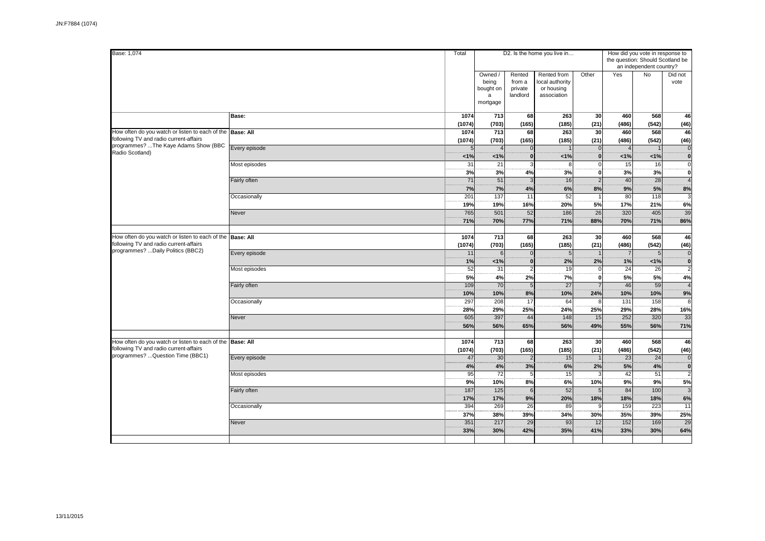| Base: 1,074 | | Total | D2. Is the home you live in… | | | | How did you vote in response to the question: Should Scotland be an independent country? | | |
|---|---|---|---|---|---|---|---|---|---|
| | | | Owned / being bought on a mortgage | Rented from a private landlord | Rented from local authority or housing association | Other | Yes | No | Did not vote |
| | **Base:** | **1074** | **713** | **68** | **263** | **30** | **460** | **568** | **46** |
| | | **(1074)** | **(703)** | **(165)** | **(185)** | **(21)** | **(486)** | **(542)** | **(46)** |
| How often do you watch or listen to each of the following TV and radio current-affairs programmes? ...The Kaye Adams Show (BBC Radio Scotland) | **Base: All** | **1074** | **713** | **68** | **263** | **30** | **460** | **568** | **46** |
| | | **(1074)** | **(703)** | **(165)** | **(185)** | **(21)** | **(486)** | **(542)** | **(46)** |
| | Every episode | 5 | 4 | 0 | 1 | 0 | 4 | 1 | 0 |
| | | **<1%** | **<1%** | **0** | **<1%** | **0** | **<1%** | **<1%** | **0** |
| | Most episodes | 31 | 21 | 3 | 8 | 0 | 15 | 16 | 0 |
| | | **3%** | **3%** | **4%** | **3%** | **0** | **3%** | **3%** | **0** |
| | Fairly often | 71 | 51 | 3 | 16 | 2 | 40 | 28 | 4 |
| | | **7%** | **7%** | **4%** | **6%** | **8%** | **9%** | **5%** | **8%** |
| | Occasionally | 201 | 137 | 11 | 52 | 1 | 80 | 118 | 3 |
| | | **19%** | **19%** | **16%** | **20%** | **5%** | **17%** | **21%** | **6%** |
| | Never | 765 | 501 | 52 | 186 | 26 | 320 | 405 | 39 |
| | | **71%** | **70%** | **77%** | **71%** | **88%** | **70%** | **71%** | **86%** |
| How often do you watch or listen to each of the following TV and radio current-affairs programmes? ...Daily Politics (BBC2) | **Base: All** | **1074** | **713** | **68** | **263** | **30** | **460** | **568** | **46** |
| | | **(1074)** | **(703)** | **(165)** | **(185)** | **(21)** | **(486)** | **(542)** | **(46)** |
| | Every episode | 11 | 6 | 0 | 5 | 1 | 7 | 5 | 0 |
| | | **1%** | **<1%** | **0** | **2%** | **2%** | **1%** | **<1%** | **0** |
| | Most episodes | 52 | 31 | 2 | 19 | 0 | 24 | 26 | 2 |
| | | **5%** | **4%** | **2%** | **7%** | **0** | **5%** | **5%** | **4%** |
| | Fairly often | 109 | 70 | 5 | 27 | 7 | 46 | 59 | 4 |
| | | **10%** | **10%** | **8%** | **10%** | **24%** | **10%** | **10%** | **9%** |
| | Occasionally | 297 | 208 | 17 | 64 | 8 | 131 | 158 | 8 |
| | | **28%** | **29%** | **25%** | **24%** | **25%** | **29%** | **28%** | **16%** |
| | Never | 605 | 397 | 44 | 148 | 15 | 252 | 320 | 33 |
| | | **56%** | **56%** | **65%** | **56%** | **49%** | **55%** | **56%** | **71%** |
| How often do you watch or listen to each of the following TV and radio current-affairs programmes? ...Question Time (BBC1) | **Base: All** | **1074** | **713** | **68** | **263** | **30** | **460** | **568** | **46** |
| | | **(1074)** | **(703)** | **(165)** | **(185)** | **(21)** | **(486)** | **(542)** | **(46)** |
| | Every episode | 47 | 30 | 2 | 15 | 1 | 23 | 24 | 0 |
| | | **4%** | **4%** | **3%** | **6%** | **2%** | **5%** | **4%** | **0** |
| | Most episodes | 95 | 72 | 5 | 15 | 3 | 42 | 51 | 2 |
| | | **9%** | **10%** | **8%** | **6%** | **10%** | **9%** | **9%** | **5%** |
| | Fairly often | 187 | 125 | 6 | 52 | 5 | 84 | 100 | 3 |
| | | **17%** | **17%** | **9%** | **20%** | **18%** | **18%** | **18%** | **6%** |
| | Occasionally | 394 | 269 | 26 | 89 | 9 | 159 | 223 | 11 |
| | | **37%** | **38%** | **39%** | **34%** | **30%** | **35%** | **39%** | **25%** |
| | Never | 351 | 217 | 29 | 93 | 12 | 152 | 169 | 29 |
| | | **33%** | **30%** | **42%** | **35%** | **41%** | **33%** | **30%** | **64%** |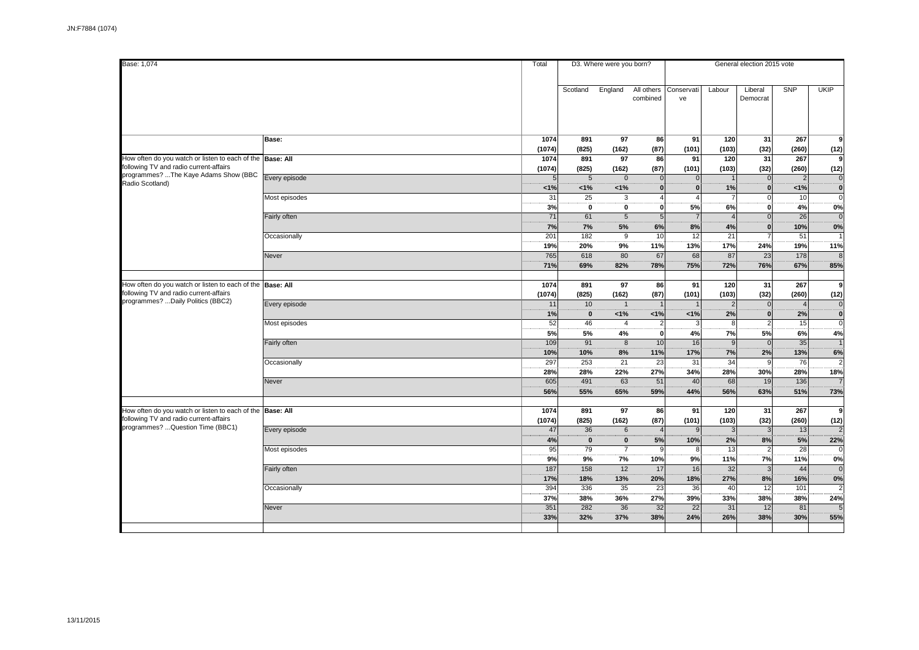Base: 1,074

| | | Total | D3. Where were you born? | | | General election 2015 vote | | | | |
|---|---|---|---|---|---|---|---|---|---|---|
| | | | Scotland | England | All others combined | Conservative | Labour | Liberal Democrat | SNP | UKIP |
| | Base: | 1074 | 891 | 97 | 86 | 91 | 120 | 31 | 267 | 9 |
| | | (1074) | (825) | (162) | (87) | (101) | (103) | (32) | (260) | (12) |
| How often do you watch or listen to each of the following TV and radio current-affairs programmes? ...The Kaye Adams Show (BBC Radio Scotland) | Base: All | 1074 | 891 | 97 | 86 | 91 | 120 | 31 | 267 | 9 |
| | | (1074) | (825) | (162) | (87) | (101) | (103) | (32) | (260) | (12) |
| | Every episode | 5 | 5 | 0 | 0 | 0 | 1 | 0 | 2 | 0 |
| | | <1% | <1% | <1% | 0 | 0 | 1% | 0 | <1% | 0 |
| | Most episodes | 31 | 25 | 3 | 4 | 4 | 7 | 0 | 10 | 0 |
| | | 3% | 0 | 0 | 0 | 5% | 6% | 0 | 4% | 0% |
| | Fairly often | 71 | 61 | 5 | 5 | 7 | 4 | 0 | 26 | 0 |
| | | 7% | 7% | 5% | 6% | 8% | 4% | 0 | 10% | 0% |
| | Occasionally | 201 | 182 | 9 | 10 | 12 | 21 | 7 | 51 | 1 |
| | | 19% | 20% | 9% | 11% | 13% | 17% | 24% | 19% | 11% |
| | Never | 765 | 618 | 80 | 67 | 68 | 87 | 23 | 178 | 8 |
| | | 71% | 69% | 82% | 78% | 75% | 72% | 76% | 67% | 85% |
| How often do you watch or listen to each of the following TV and radio current-affairs programmes? ...Daily Politics (BBC2) | Base: All | 1074 | 891 | 97 | 86 | 91 | 120 | 31 | 267 | 9 |
| | | (1074) | (825) | (162) | (87) | (101) | (103) | (32) | (260) | (12) |
| | Every episode | 11 | 10 | 1 | 1 | 1 | 2 | 0 | 4 | 0 |
| | | 1% | 0 | <1% | <1% | <1% | 2% | 0 | 2% | 0 |
| | Most episodes | 52 | 46 | 4 | 2 | 3 | 8 | 2 | 15 | 0 |
| | | 5% | 5% | 4% | 0 | 4% | 7% | 5% | 6% | 4% |
| | Fairly often | 109 | 91 | 8 | 10 | 16 | 9 | 0 | 35 | 1 |
| | | 10% | 10% | 8% | 11% | 17% | 7% | 2% | 13% | 6% |
| | Occasionally | 297 | 253 | 21 | 23 | 31 | 34 | 9 | 76 | 2 |
| | | 28% | 28% | 22% | 27% | 34% | 28% | 30% | 28% | 18% |
| | Never | 605 | 491 | 63 | 51 | 40 | 68 | 19 | 136 | 7 |
| | | 56% | 55% | 65% | 59% | 44% | 56% | 63% | 51% | 73% |
| How often do you watch or listen to each of the following TV and radio current-affairs programmes? ...Question Time (BBC1) | Base: All | 1074 | 891 | 97 | 86 | 91 | 120 | 31 | 267 | 9 |
| | | (1074) | (825) | (162) | (87) | (101) | (103) | (32) | (260) | (12) |
| | Every episode | 47 | 36 | 6 | 4 | 9 | 3 | 3 | 13 | 2 |
| | | 4% | 0 | 0 | 5% | 10% | 2% | 8% | 5% | 22% |
| | Most episodes | 95 | 79 | 7 | 9 | 8 | 13 | 2 | 28 | 0 |
| | | 9% | 9% | 7% | 10% | 9% | 11% | 7% | 11% | 0% |
| | Fairly often | 187 | 158 | 12 | 17 | 16 | 32 | 3 | 44 | 0 |
| | | 17% | 18% | 13% | 20% | 18% | 27% | 8% | 16% | 0% |
| | Occasionally | 394 | 336 | 35 | 23 | 36 | 40 | 12 | 101 | 2 |
| | | 37% | 38% | 36% | 27% | 39% | 33% | 38% | 38% | 24% |
| | Never | 351 | 282 | 36 | 32 | 22 | 31 | 12 | 81 | 5 |
| | | 33% | 32% | 37% | 38% | 24% | 26% | 38% | 30% | 55% |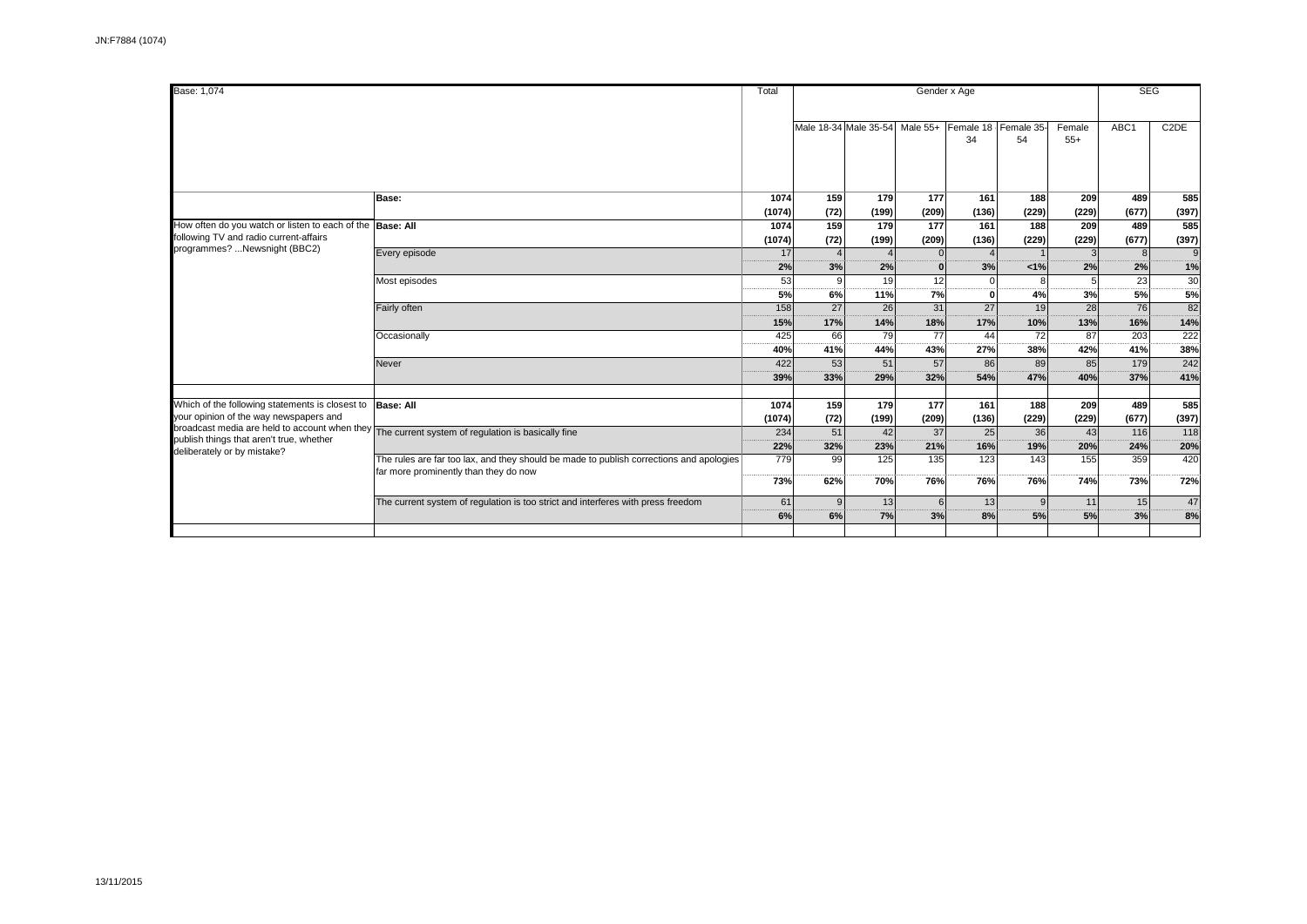| Base: 1,074 | | Total | Gender x Age | | | | | | SEG | |
|---|---|---|---|---|---|---|---|---|---|---|
| | | | Male 18-34 | Male 35-54 | Male 55+ | Female 18-34 | Female 35-54 | Female 55+ | ABC1 | C2DE |
| | **Base:** | **1074** | **159** | **179** | **177** | **161** | **188** | **209** | **489** | **585** |
| | | **(1074)** | **(72)** | **(199)** | **(209)** | **(136)** | **(229)** | **(229)** | **(677)** | **(397)** |
| How often do you watch or listen to each of the following TV and radio current-affairs programmes? ...Newsnight (BBC2) | **Base: All** | **1074** | **159** | **179** | **177** | **161** | **188** | **209** | **489** | **585** |
| | | **(1074)** | **(72)** | **(199)** | **(209)** | **(136)** | **(229)** | **(229)** | **(677)** | **(397)** |
| | Every episode | 17 | 4 | 4 | 0 | 4 | 1 | 3 | 8 | 9 |
| | | **2%** | **3%** | **2%** | **0** | **3%** | **<1%** | **2%** | **2%** | **1%** |
| | Most episodes | 53 | 9 | 19 | 12 | 0 | 8 | 5 | 23 | 30 |
| | | **5%** | **6%** | **11%** | **7%** | **0** | **4%** | **3%** | **5%** | **5%** |
| | Fairly often | 158 | 27 | 26 | 31 | 27 | 19 | 28 | 76 | 82 |
| | | **15%** | **17%** | **14%** | **18%** | **17%** | **10%** | **13%** | **16%** | **14%** |
| | Occasionally | 425 | 66 | 79 | 77 | 44 | 72 | 87 | 203 | 222 |
| | | **40%** | **41%** | **44%** | **43%** | **27%** | **38%** | **42%** | **41%** | **38%** |
| | Never | 422 | 53 | 51 | 57 | 86 | 89 | 85 | 179 | 242 |
| | | **39%** | **33%** | **29%** | **32%** | **54%** | **47%** | **40%** | **37%** | **41%** |
| Which of the following statements is closest to your opinion of the way newspapers and broadcast media are held to account when they publish things that aren't true, whether deliberately or by mistake? | **Base: All** | **1074** | **159** | **179** | **177** | **161** | **188** | **209** | **489** | **585** |
| | | **(1074)** | **(72)** | **(199)** | **(209)** | **(136)** | **(229)** | **(229)** | **(677)** | **(397)** |
| | The current system of regulation is basically fine | 234 | 51 | 42 | 37 | 25 | 36 | 43 | 116 | 118 |
| | | **22%** | **32%** | **23%** | **21%** | **16%** | **19%** | **20%** | **24%** | **20%** |
| | The rules are far too lax, and they should be made to publish corrections and apologies far more prominently than they do now | 779 | 99 | 125 | 135 | 123 | 143 | 155 | 359 | 420 |
| | | **73%** | **62%** | **70%** | **76%** | **76%** | **76%** | **74%** | **73%** | **72%** |
| | The current system of regulation is too strict and interferes with press freedom | 61 | 9 | 13 | 6 | 13 | 9 | 11 | 15 | 47 |
| | | **6%** | **6%** | **7%** | **3%** | **8%** | **5%** | **5%** | **3%** | **8%** |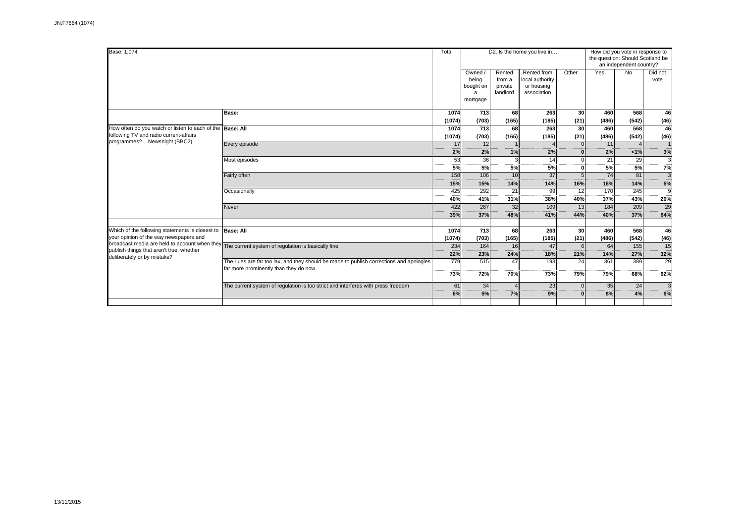JN:F7884 (1074)

| Base: 1,074 | | Total | D2. Is the home you live in… | | | | How did you vote in response to the question: Should Scotland be an independent country? | | |
|---|---|---|---|---|---|---|---|---|---|
| | | | Owned / being bought on a mortgage | Rented from a private landlord | Rented from local authority or housing association | Other | Yes | No | Did not vote |
| | **Base:** | **1074** | **713** | **68** | **263** | **30** | **460** | **568** | **46** |
| | | **(1074)** | **(703)** | **(165)** | **(185)** | **(21)** | **(486)** | **(542)** | **(46)** |
| How often do you watch or listen to each of the following TV and radio current-affairs programmes? ...Newsnight (BBC2) | **Base: All** | **1074** | **713** | **68** | **263** | **30** | **460** | **568** | **46** |
| | | **(1074)** | **(703)** | **(165)** | **(185)** | **(21)** | **(486)** | **(542)** | **(46)** |
| | Every episode | 17 | 12 | 1 | 4 | 0 | 11 | 4 | 1 |
| | | **2%** | **2%** | **1%** | **2%** | **0** | **2%** | **<1%** | **3%** |
| | Most episodes | 53 | 36 | 3 | 14 | 0 | 21 | 29 | 3 |
| | | **5%** | **5%** | **5%** | **5%** | **0** | **5%** | **5%** | **7%** |
| | Fairly often | 158 | 106 | 10 | 37 | 5 | 74 | 81 | 3 |
| | | **15%** | **15%** | **14%** | **14%** | **16%** | **16%** | **14%** | **6%** |
| | Occasionally | 425 | 292 | 21 | 99 | 12 | 170 | 245 | 9 |
| | | **40%** | **41%** | **31%** | **38%** | **40%** | **37%** | **43%** | **20%** |
| | Never | 422 | 267 | 32 | 109 | 13 | 184 | 209 | 29 |
| | | **39%** | **37%** | **48%** | **41%** | **44%** | **40%** | **37%** | **64%** |
| Which of the following statements is closest to your opinion of the way newspapers and broadcast media are held to account when they publish things that aren't true, whether deliberately or by mistake? | **Base: All** | **1074** | **713** | **68** | **263** | **30** | **460** | **568** | **46** |
| | | **(1074)** | **(703)** | **(165)** | **(185)** | **(21)** | **(486)** | **(542)** | **(46)** |
| | The current system of regulation is basically fine | 234 | 164 | 16 | 47 | 6 | 64 | 155 | 15 |
| | | **22%** | **23%** | **24%** | **18%** | **21%** | **14%** | **27%** | **32%** |
| | The rules are far too lax, and they should be made to publish corrections and apologies far more prominently than they do now | 779 | 515 | 47 | 193 | 24 | 361 | 389 | 29 |
| | | **73%** | **72%** | **70%** | **73%** | **79%** | **79%** | **68%** | **62%** |
| | The current system of regulation is too strict and interferes with press freedom | 61 | 34 | 4 | 23 | 0 | 35 | 24 | 3 |
| | | **6%** | **5%** | **7%** | **9%** | **0** | **8%** | **4%** | **6%** |

13/11/2015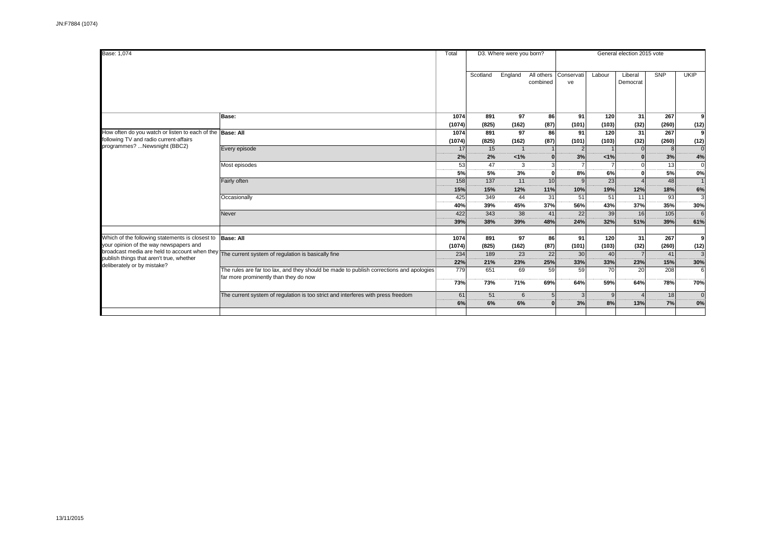JN:F7884 (1074)

| Base: 1,074 | | Total | D3. Where were you born? | | | General election 2015 vote | | | | |
|---|---|---|---|---|---|---|---|---|---|---|
| | | | Scotland | England | All others combined | Conservative | Labour | Liberal Democrat | SNP | UKIP |
| | Base: | 1074<br>(1074) | 891<br>(825) | 97<br>(162) | 86<br>(87) | 91<br>(101) | 120<br>(103) | 31<br>(32) | 267<br>(260) | 9<br>(12) |
| How often do you watch or listen to each of the following TV and radio current-affairs programmes? ...Newsnight (BBC2) | Base: All | 1074<br>(1074) | 891<br>(825) | 97<br>(162) | 86<br>(87) | 91<br>(101) | 120<br>(103) | 31<br>(32) | 267<br>(260) | 9<br>(12) |
| | Every episode | 17<br>2% | 15<br>2% | 1<br><1% | 1<br>0 | 2<br>3% | 1<br><1% | 0<br>0 | 8<br>3% | 0<br>4% |
| | Most episodes | 53<br>5% | 47<br>5% | 3<br>3% | 3<br>0 | 7<br>8% | 7<br>6% | 0<br>0 | 13<br>5% | 0<br>0% |
| | Fairly often | 158<br>15% | 137<br>15% | 11<br>12% | 10<br>11% | 9<br>10% | 23<br>19% | 4<br>12% | 48<br>18% | 1<br>6% |
| | Occasionally | 425<br>40% | 349<br>39% | 44<br>45% | 31<br>37% | 51<br>56% | 51<br>43% | 11<br>37% | 93<br>35% | 3<br>30% |
| | Never | 422<br>39% | 343<br>38% | 38<br>39% | 41<br>48% | 22<br>24% | 39<br>32% | 16<br>51% | 105<br>39% | 6<br>61% |
| Which of the following statements is closest to your opinion of the way newspapers and broadcast media are held to account when they publish things that aren't true, whether deliberately or by mistake? | Base: All | 1074<br>(1074) | 891<br>(825) | 97<br>(162) | 86<br>(87) | 91<br>(101) | 120<br>(103) | 31<br>(32) | 267<br>(260) | 9<br>(12) |
| | The current system of regulation is basically fine | 234<br>22% | 189<br>21% | 23<br>23% | 22<br>25% | 30<br>33% | 40<br>33% | 7<br>23% | 41<br>15% | 3<br>30% |
| | The rules are far too lax, and they should be made to publish corrections and apologies far more prominently than they do now | 779<br>73% | 651<br>73% | 69<br>71% | 59<br>69% | 59<br>64% | 70<br>59% | 20<br>64% | 208<br>78% | 6<br>70% |
| | The current system of regulation is too strict and interferes with press freedom | 61<br>6% | 51<br>6% | 6<br>6% | 5<br>0 | 3<br>3% | 9<br>8% | 4<br>13% | 18<br>7% | 0<br>0% |

13/11/2015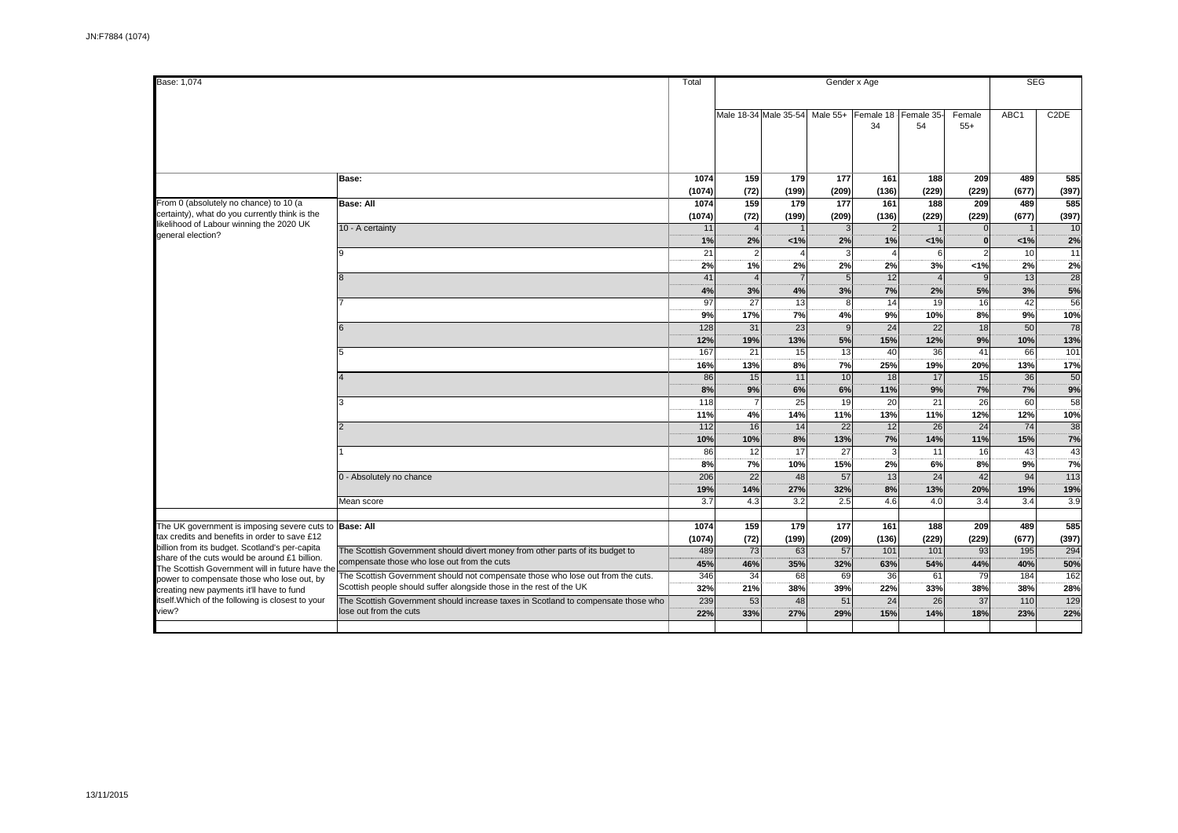JN:F7884 (1074)

| Base: 1,074 | | Total | Gender x Age | | | | | | SEG | |
|---|---|---|---|---|---|---|---|---|---|---|
| | | | Male 18-34 | Male 35-54 | Male 55+ | Female 18-34 | Female 35-54 | Female 55+ | ABC1 | C2DE |
| | Base: | 1074 | 159 | 179 | 177 | 161 | 188 | 209 | 489 | 585 |
| | | (1074) | (72) | (199) | (209) | (136) | (229) | (229) | (677) | (397) |
| From 0 (absolutely no chance) to 10 (a certainty), what do you currently think is the likelihood of Labour winning the 2020 UK general election? | Base: All | 1074 | 159 | 179 | 177 | 161 | 188 | 209 | 489 | 585 |
| | | (1074) | (72) | (199) | (209) | (136) | (229) | (229) | (677) | (397) |
| | 10 - A certainty | 11 | 4 | 1 | 3 | 2 | 1 | 0 | 1 | 10 |
| | | 1% | 2% | <1% | 2% | 1% | <1% | 0 | <1% | 2% |
| | 9 | 21 | 2 | 4 | 3 | 4 | 6 | 2 | 10 | 11 |
| | | 2% | 1% | 2% | 2% | 2% | 3% | <1% | 2% | 2% |
| | 8 | 41 | 4 | 7 | 5 | 12 | 4 | 9 | 13 | 28 |
| | | 4% | 3% | 4% | 3% | 7% | 2% | 5% | 3% | 5% |
| | 7 | 97 | 27 | 13 | 8 | 14 | 19 | 16 | 42 | 56 |
| | | 9% | 17% | 7% | 4% | 9% | 10% | 8% | 9% | 10% |
| | 6 | 128 | 31 | 23 | 9 | 24 | 22 | 18 | 50 | 78 |
| | | 12% | 19% | 13% | 5% | 15% | 12% | 9% | 10% | 13% |
| | 5 | 167 | 21 | 15 | 13 | 40 | 36 | 41 | 66 | 101 |
| | | 16% | 13% | 8% | 7% | 25% | 19% | 20% | 13% | 17% |
| | 4 | 86 | 15 | 11 | 10 | 18 | 17 | 15 | 36 | 50 |
| | | 8% | 9% | 6% | 6% | 11% | 9% | 7% | 7% | 9% |
| | 3 | 118 | 7 | 25 | 19 | 20 | 21 | 26 | 60 | 58 |
| | | 11% | 4% | 14% | 11% | 13% | 11% | 12% | 12% | 10% |
| | 2 | 112 | 16 | 14 | 22 | 12 | 26 | 24 | 74 | 38 |
| | | 10% | 10% | 8% | 13% | 7% | 14% | 11% | 15% | 7% |
| | 1 | 86 | 12 | 17 | 27 | 3 | 11 | 16 | 43 | 43 |
| | | 8% | 7% | 10% | 15% | 2% | 6% | 8% | 9% | 7% |
| | 0 - Absolutely no chance | 206 | 22 | 48 | 57 | 13 | 24 | 42 | 94 | 113 |
| | | 19% | 14% | 27% | 32% | 8% | 13% | 20% | 19% | 19% |
| | Mean score | 3.7 | 4.3 | 3.2 | 2.5 | 4.6 | 4.0 | 3.4 | 3.4 | 3.9 |
| The UK government is imposing severe cuts to tax credits and benefits in order to save £12 billion from its budget. Scotland's per-capita share of the cuts would be around £1 billion. The Scottish Government will in future have the power to compensate those who lose out, by creating new payments it'll have to fund itself.Which of the following is closest to your view? | Base: All | 1074 | 159 | 179 | 177 | 161 | 188 | 209 | 489 | 585 |
| | | (1074) | (72) | (199) | (209) | (136) | (229) | (229) | (677) | (397) |
| | The Scottish Government should divert money from other parts of its budget to compensate those who lose out from the cuts | 489 | 73 | 63 | 57 | 101 | 101 | 93 | 195 | 294 |
| | | 45% | 46% | 35% | 32% | 63% | 54% | 44% | 40% | 50% |
| | The Scottish Government should not compensate those who lose out from the cuts. Scottish people should suffer alongside those in the rest of the UK | 346 | 34 | 68 | 69 | 36 | 61 | 79 | 184 | 162 |
| | | 32% | 21% | 38% | 39% | 22% | 33% | 38% | 38% | 28% |
| | The Scottish Government should increase taxes in Scotland to compensate those who lose out from the cuts | 239 | 53 | 48 | 51 | 24 | 26 | 37 | 110 | 129 |
| | | 22% | 33% | 27% | 29% | 15% | 14% | 18% | 23% | 22% |

13/11/2015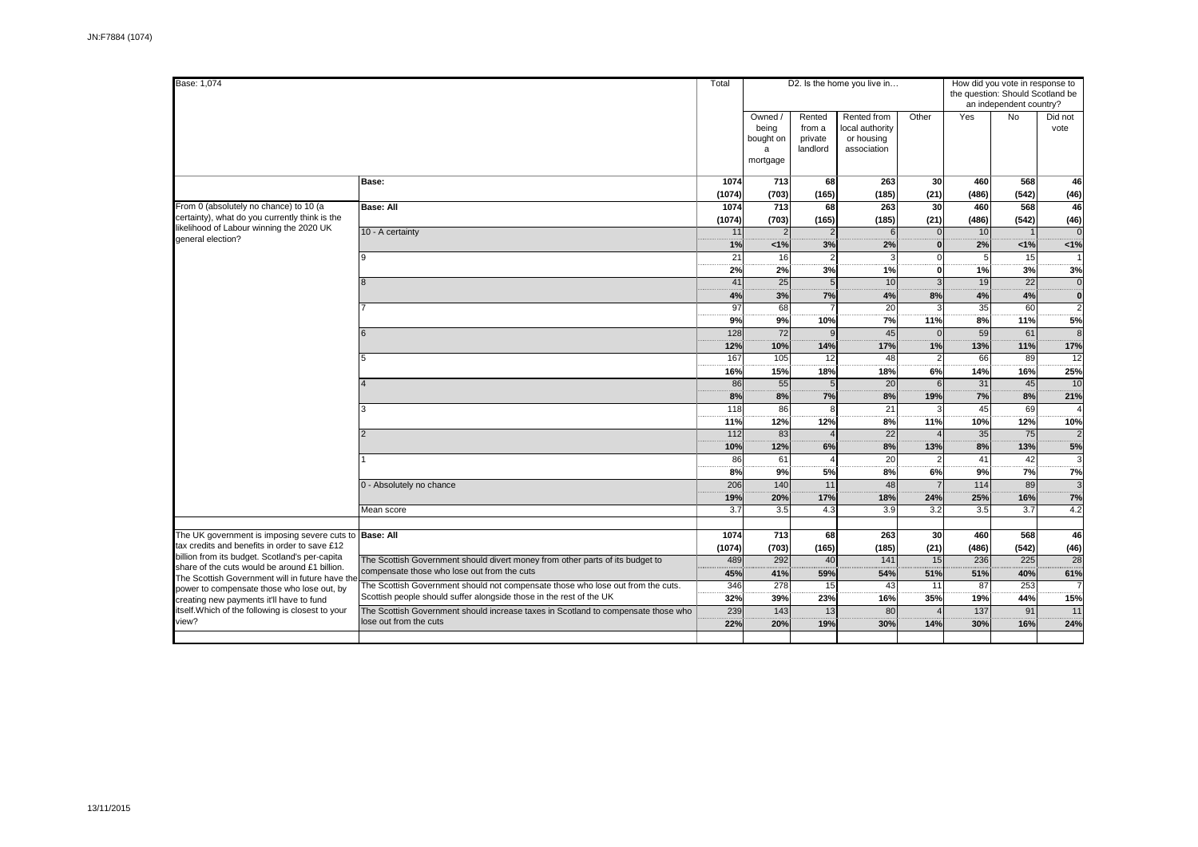JN:F7884 (1074)

| Base: 1,074 | | Total | D2. Is the home you live in… | | | | How did you vote in response to the question: Should Scotland be an independent country? | | |
|---|---|---|---|---|---|---|---|---|---|
| | | | Owned / being bought on a mortgage | Rented from a private landlord | Rented from local authority or housing association | Other | Yes | No | Did not vote |
| | **Base:** | **1074** | **713** | **68** | **263** | **30** | **460** | **568** | **46** |
| | | **(1074)** | **(703)** | **(165)** | **(185)** | **(21)** | **(486)** | **(542)** | **(46)** |
| From 0 (absolutely no chance) to 10 (a certainty), what do you currently think is the likelihood of Labour winning the 2020 UK general election? | **Base: All** | **1074** | **713** | **68** | **263** | **30** | **460** | **568** | **46** |
| | | **(1074)** | **(703)** | **(165)** | **(185)** | **(21)** | **(486)** | **(542)** | **(46)** |
| | 10 - A certainty | 11 | 2 | 2 | 6 | 0 | 10 | 1 | 0 |
| | | **1%** | **<1%** | **3%** | **2%** | **0** | **2%** | **<1%** | **<1%** |
| | 9 | 21 | 16 | 2 | 3 | 0 | 5 | 15 | 1 |
| | | **2%** | **2%** | **3%** | **1%** | **0** | **1%** | **3%** | **3%** |
| | 8 | 41 | 25 | 5 | 10 | 3 | 19 | 22 | 0 |
| | | **4%** | **3%** | **7%** | **4%** | **8%** | **4%** | **4%** | **0** |
| | 7 | 97 | 68 | 7 | 20 | 3 | 35 | 60 | 2 |
| | | **9%** | **9%** | **10%** | **7%** | **11%** | **8%** | **11%** | **5%** |
| | 6 | 128 | 72 | 9 | 45 | 0 | 59 | 61 | 8 |
| | | **12%** | **10%** | **14%** | **17%** | **1%** | **13%** | **11%** | **17%** |
| | 5 | 167 | 105 | 12 | 48 | 2 | 66 | 89 | 12 |
| | | **16%** | **15%** | **18%** | **18%** | **6%** | **14%** | **16%** | **25%** |
| | 4 | 86 | 55 | 5 | 20 | 6 | 31 | 45 | 10 |
| | | **8%** | **8%** | **7%** | **8%** | **19%** | **7%** | **8%** | **21%** |
| | 3 | 118 | 86 | 8 | 21 | 3 | 45 | 69 | 4 |
| | | **11%** | **12%** | **12%** | **8%** | **11%** | **10%** | **12%** | **10%** |
| | 2 | 112 | 83 | 4 | 22 | 4 | 35 | 75 | 2 |
| | | **10%** | **12%** | **6%** | **8%** | **13%** | **8%** | **13%** | **5%** |
| | 1 | 86 | 61 | 4 | 20 | 2 | 41 | 42 | 3 |
| | | **8%** | **9%** | **5%** | **8%** | **6%** | **9%** | **7%** | **7%** |
| | 0 - Absolutely no chance | 206 | 140 | 11 | 48 | 7 | 114 | 89 | 3 |
| | | **19%** | **20%** | **17%** | **18%** | **24%** | **25%** | **16%** | **7%** |
| | Mean score | 3.7 | 3.5 | 4.3 | 3.9 | 3.2 | 3.5 | 3.7 | 4.2 |
| The UK government is imposing severe cuts to tax credits and benefits in order to save £12 billion from its budget. Scotland's per-capita share of the cuts would be around £1 billion. The Scottish Government will in future have the power to compensate those who lose out, by creating new payments it'll have to fund itself.Which of the following is closest to your view? | **Base: All** | **1074** | **713** | **68** | **263** | **30** | **460** | **568** | **46** |
| | | **(1074)** | **(703)** | **(165)** | **(185)** | **(21)** | **(486)** | **(542)** | **(46)** |
| | The Scottish Government should divert money from other parts of its budget to compensate those who lose out from the cuts | 489 | 292 | 40 | 141 | 15 | 236 | 225 | 28 |
| | | **45%** | **41%** | **59%** | **54%** | **51%** | **51%** | **40%** | **61%** |
| | The Scottish Government should not compensate those who lose out from the cuts. Scottish people should suffer alongside those in the rest of the UK | 346 | 278 | 15 | 43 | 11 | 87 | 253 | 7 |
| | | **32%** | **39%** | **23%** | **16%** | **35%** | **19%** | **44%** | **15%** |
| | The Scottish Government should increase taxes in Scotland to compensate those who lose out from the cuts | 239 | 143 | 13 | 80 | 4 | 137 | 91 | 11 |
| | | **22%** | **20%** | **19%** | **30%** | **14%** | **30%** | **16%** | **24%** |

13/11/2015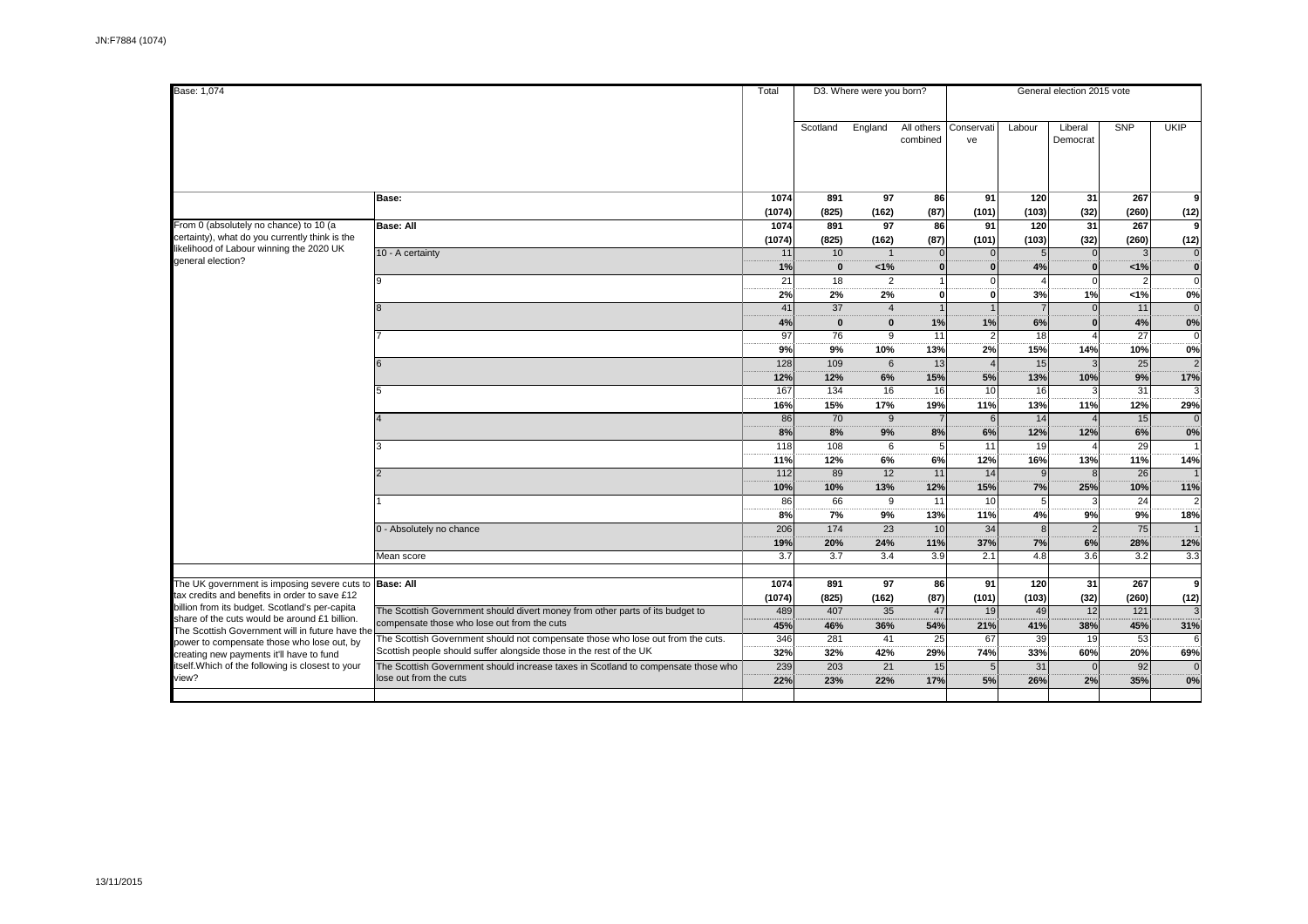JN:F7884 (1074)

| Base: 1,074 | | Total | D3. Where were you born? | | | General election 2015 vote | | | | |
|---|---|---|---|---|---|---|---|---|---|---|
| | | | Scotland | England | All others combined | Conservative | Labour | Liberal Democrat | SNP | UKIP |
| | **Base:** | **1074** | **891** | **97** | **86** | **91** | **120** | **31** | **267** | **9** |
| | | **(1074)** | **(825)** | **(162)** | **(87)** | **(101)** | **(103)** | **(32)** | **(260)** | **(12)** |
| From 0 (absolutely no chance) to 10 (a certainty), what do you currently think is the likelihood of Labour winning the 2020 UK general election? | **Base: All** | **1074** | **891** | **97** | **86** | **91** | **120** | **31** | **267** | **9** |
| | | **(1074)** | **(825)** | **(162)** | **(87)** | **(101)** | **(103)** | **(32)** | **(260)** | **(12)** |
| | 10 - A certainty | 11 | 10 | 1 | 0 | 0 | 5 | 0 | 3 | 0 |
| | | **1%** | **0** | **<1%** | **0** | **0** | **4%** | **0** | **<1%** | **0** |
| | 9 | 21 | 18 | 2 | 1 | 0 | 4 | 0 | 2 | 0 |
| | | **2%** | **2%** | **2%** | **0** | **0** | **3%** | **1%** | **<1%** | **0%** |
| | 8 | 41 | 37 | 4 | 1 | 1 | 7 | 0 | 11 | 0 |
| | | **4%** | **0** | **0** | **1%** | **1%** | **6%** | **0** | **4%** | **0%** |
| | 7 | 97 | 76 | 9 | 11 | 2 | 18 | 4 | 27 | 0 |
| | | **9%** | **9%** | **10%** | **13%** | **2%** | **15%** | **14%** | **10%** | **0%** |
| | 6 | 128 | 109 | 6 | 13 | 4 | 15 | 3 | 25 | 2 |
| | | **12%** | **12%** | **6%** | **15%** | **5%** | **13%** | **10%** | **9%** | **17%** |
| | 5 | 167 | 134 | 16 | 16 | 10 | 16 | 3 | 31 | 3 |
| | | **16%** | **15%** | **17%** | **19%** | **11%** | **13%** | **11%** | **12%** | **29%** |
| | 4 | 86 | 70 | 9 | 7 | 6 | 14 | 4 | 15 | 0 |
| | | **8%** | **8%** | **9%** | **8%** | **6%** | **12%** | **12%** | **6%** | **0%** |
| | 3 | 118 | 108 | 6 | 5 | 11 | 19 | 4 | 29 | 1 |
| | | **11%** | **12%** | **6%** | **6%** | **12%** | **16%** | **13%** | **11%** | **14%** |
| | 2 | 112 | 89 | 12 | 11 | 14 | 9 | 8 | 26 | 1 |
| | | **10%** | **10%** | **13%** | **12%** | **15%** | **7%** | **25%** | **10%** | **11%** |
| | 1 | 86 | 66 | 9 | 11 | 10 | 5 | 3 | 24 | 2 |
| | | **8%** | **7%** | **9%** | **13%** | **11%** | **4%** | **9%** | **9%** | **18%** |
| | 0 - Absolutely no chance | 206 | 174 | 23 | 10 | 34 | 8 | 2 | 75 | 1 |
| | | **19%** | **20%** | **24%** | **11%** | **37%** | **7%** | **6%** | **28%** | **12%** |
| | Mean score | 3.7 | 3.7 | 3.4 | 3.9 | 2.1 | 4.8 | 3.6 | 3.2 | 3.3 |
| The UK government is imposing severe cuts to tax credits and benefits in order to save £12 billion from its budget. Scotland's per-capita share of the cuts would be around £1 billion. The Scottish Government will in future have the power to compensate those who lose out, by creating new payments it'll have to fund itself. Which of the following is closest to your view? | **Base: All** | **1074** | **891** | **97** | **86** | **91** | **120** | **31** | **267** | **9** |
| | | **(1074)** | **(825)** | **(162)** | **(87)** | **(101)** | **(103)** | **(32)** | **(260)** | **(12)** |
| | The Scottish Government should divert money from other parts of its budget to compensate those who lose out from the cuts | 489 | 407 | 35 | 47 | 19 | 49 | 12 | 121 | 3 |
| | | **45%** | **46%** | **36%** | **54%** | **21%** | **41%** | **38%** | **45%** | **31%** |
| | The Scottish Government should not compensate those who lose out from the cuts. Scottish people should suffer alongside those in the rest of the UK | 346 | 281 | 41 | 25 | 67 | 39 | 19 | 53 | 6 |
| | | **32%** | **32%** | **42%** | **29%** | **74%** | **33%** | **60%** | **20%** | **69%** |
| | The Scottish Government should increase taxes in Scotland to compensate those who lose out from the cuts | 239 | 203 | 21 | 15 | 5 | 31 | 0 | 92 | 0 |
| | | **22%** | **23%** | **22%** | **17%** | **5%** | **26%** | **2%** | **35%** | **0%** |

13/11/2015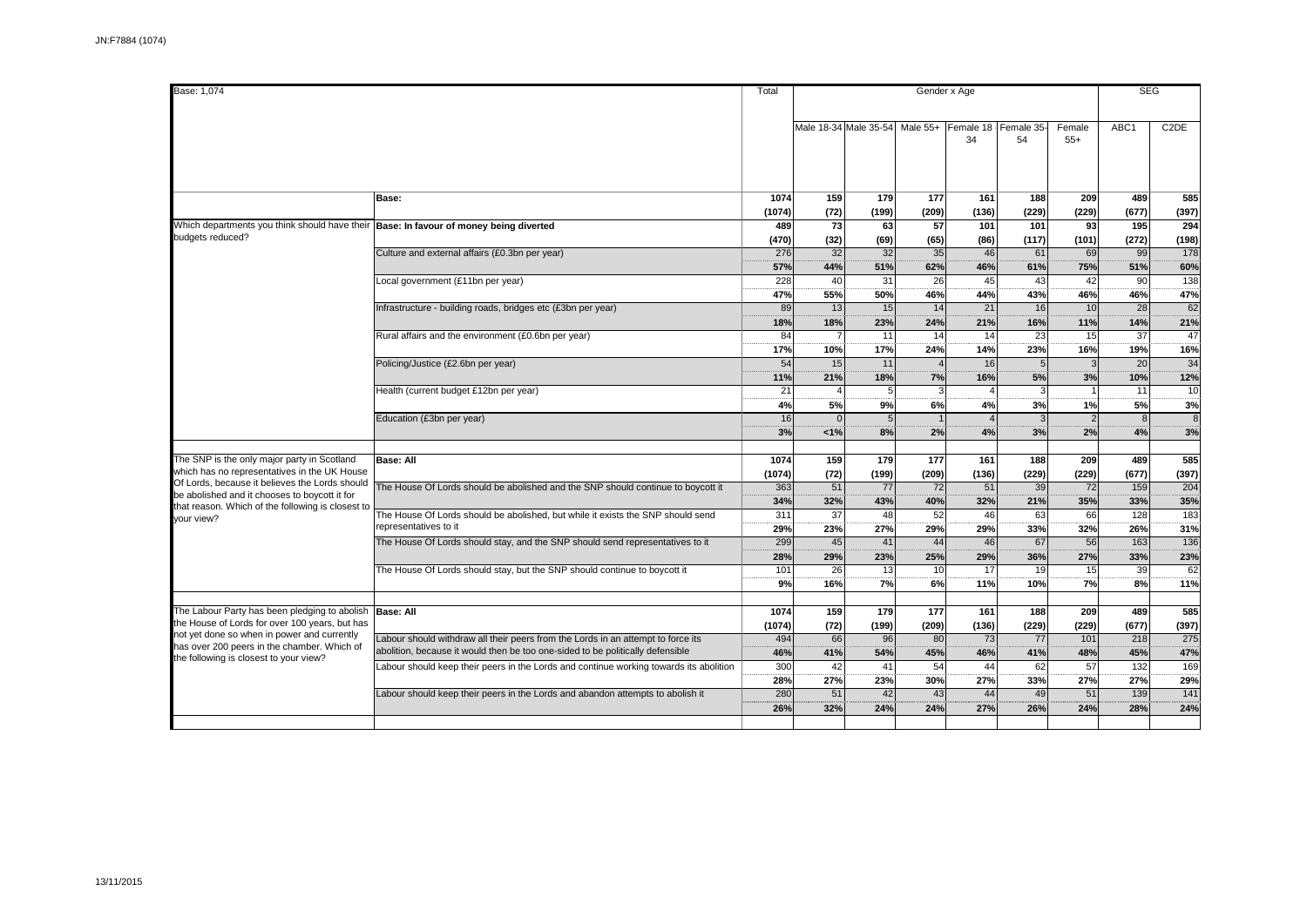JN:F7884 (1074)

| Base: 1,074 | | Total | Gender x Age | | | | | | SEG | |
|---|---|---|---|---|---|---|---|---|---|---|
| | | | Male 18-34 | Male 35-54 | Male 55+ | Female 18-34 | Female 35-54 | Female 55+ | ABC1 | C2DE |
| | **Base:** | **1074** | **159** | **179** | **177** | **161** | **188** | **209** | **489** | **585** |
| | | **(1074)** | **(72)** | **(199)** | **(209)** | **(136)** | **(229)** | **(229)** | **(677)** | **(397)** |
| Which departments you think should have their budgets reduced? | **Base: In favour of money being diverted** | **489** | **73** | **63** | **57** | **101** | **101** | **93** | **195** | **294** |
| | | **(470)** | **(32)** | **(69)** | **(65)** | **(86)** | **(117)** | **(101)** | **(272)** | **(198)** |
| | Culture and external affairs (£0.3bn per year) | 276 | 32 | 32 | 35 | 46 | 61 | 69 | 99 | 178 |
| | | **57%** | **44%** | **51%** | **62%** | **46%** | **61%** | **75%** | **51%** | **60%** |
| | Local government (£11bn per year) | 228 | 40 | 31 | 26 | 45 | 43 | 42 | 90 | 138 |
| | | **47%** | **55%** | **50%** | **46%** | **44%** | **43%** | **46%** | **46%** | **47%** |
| | Infrastructure - building roads, bridges etc (£3bn per year) | 89 | 13 | 15 | 14 | 21 | 16 | 10 | 28 | 62 |
| | | **18%** | **18%** | **23%** | **24%** | **21%** | **16%** | **11%** | **14%** | **21%** |
| | Rural affairs and the environment (£0.6bn per year) | 84 | 7 | 11 | 14 | 14 | 23 | 15 | 37 | 47 |
| | | **17%** | **10%** | **17%** | **24%** | **14%** | **23%** | **16%** | **19%** | **16%** |
| | Policing/Justice (£2.6bn per year) | 54 | 15 | 11 | 4 | 16 | 5 | 3 | 20 | 34 |
| | | **11%** | **21%** | **18%** | **7%** | **16%** | **5%** | **3%** | **10%** | **12%** |
| | Health (current budget £12bn per year) | 21 | 4 | 5 | 3 | 4 | 3 | 1 | 11 | 10 |
| | | **4%** | **5%** | **9%** | **6%** | **4%** | **3%** | **1%** | **5%** | **3%** |
| | Education (£3bn per year) | 16 | 0 | 5 | 1 | 4 | 3 | 2 | 8 | 8 |
| | | **3%** | **<1%** | **8%** | **2%** | **4%** | **3%** | **2%** | **4%** | **3%** |
| The SNP is the only major party in Scotland which has no representatives in the UK House Of Lords, because it believes the Lords should be abolished and it chooses to boycott it for that reason. Which of the following is closest to your view? | **Base: All** | **1074** | **159** | **179** | **177** | **161** | **188** | **209** | **489** | **585** |
| | | **(1074)** | **(72)** | **(199)** | **(209)** | **(136)** | **(229)** | **(229)** | **(677)** | **(397)** |
| | The House Of Lords should be abolished and the SNP should continue to boycott it | 363 | 51 | 77 | 72 | 51 | 39 | 72 | 159 | 204 |
| | | **34%** | **32%** | **43%** | **40%** | **32%** | **21%** | **35%** | **33%** | **35%** |
| | The House Of Lords should be abolished, but while it exists the SNP should send representatives to it | 311 | 37 | 48 | 52 | 46 | 63 | 66 | 128 | 183 |
| | | **29%** | **23%** | **27%** | **29%** | **29%** | **33%** | **32%** | **26%** | **31%** |
| | The House Of Lords should stay, and the SNP should send representatives to it | 299 | 45 | 41 | 44 | 46 | 67 | 56 | 163 | 136 |
| | | **28%** | **29%** | **23%** | **25%** | **29%** | **36%** | **27%** | **33%** | **23%** |
| | The House Of Lords should stay, but the SNP should continue to boycott it | 101 | 26 | 13 | 10 | 17 | 19 | 15 | 39 | 62 |
| | | **9%** | **16%** | **7%** | **6%** | **11%** | **10%** | **7%** | **8%** | **11%** |
| The Labour Party has been pledging to abolish the House of Lords for over 100 years, but has not yet done so when in power and currently has over 200 peers in the chamber. Which of the following is closest to your view? | **Base: All** | **1074** | **159** | **179** | **177** | **161** | **188** | **209** | **489** | **585** |
| | | **(1074)** | **(72)** | **(199)** | **(209)** | **(136)** | **(229)** | **(229)** | **(677)** | **(397)** |
| | Labour should withdraw all their peers from the Lords in an attempt to force its abolition, because it would then be too one-sided to be politically defensible | 494 | 66 | 96 | 80 | 73 | 77 | 101 | 218 | 275 |
| | | **46%** | **41%** | **54%** | **45%** | **46%** | **41%** | **48%** | **45%** | **47%** |
| | Labour should keep their peers in the Lords and continue working towards its abolition | 300 | 42 | 41 | 54 | 44 | 62 | 57 | 132 | 169 |
| | | **28%** | **27%** | **23%** | **30%** | **27%** | **33%** | **27%** | **27%** | **29%** |
| | Labour should keep their peers in the Lords and abandon attempts to abolish it | 280 | 51 | 42 | 43 | 44 | 49 | 51 | 139 | 141 |
| | | **26%** | **32%** | **24%** | **24%** | **27%** | **26%** | **24%** | **28%** | **24%** |

13/11/2015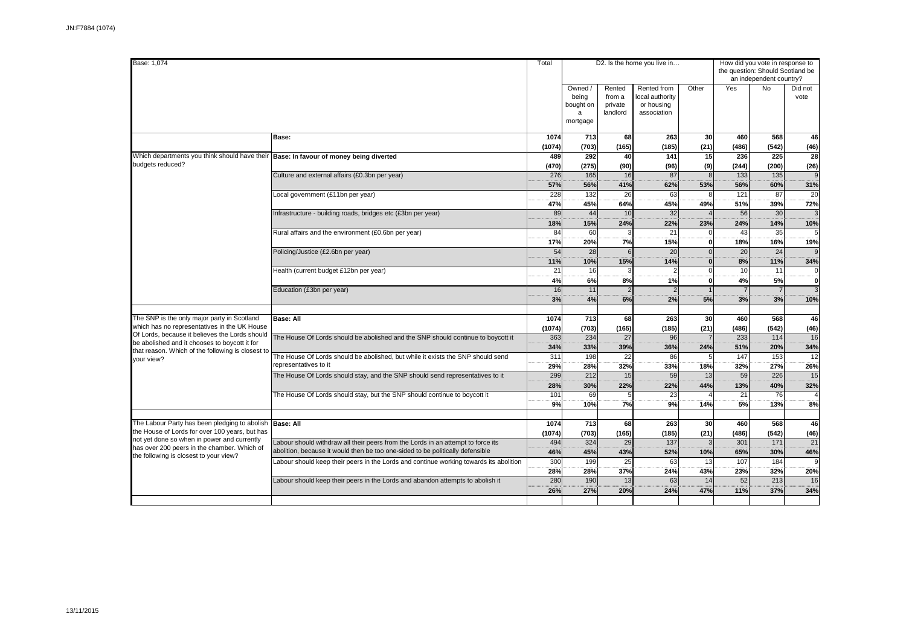| Base: 1,074 | | Total | D2. Is the home you live in… | | | | How did you vote in response to the question: Should Scotland be an independent country? | | |
|---|---|---|---|---|---|---|---|---|---|
| | | | Owned / being bought on a mortgage | Rented from a private landlord | Rented from local authority or housing association | Other | Yes | No | Did not vote |
| | **Base:** | **1074** | **713** | **68** | **263** | **30** | **460** | **568** | **46** |
| | | **(1074)** | **(703)** | **(165)** | **(185)** | **(21)** | **(486)** | **(542)** | **(46)** |
| Which departments you think should have their budgets reduced? | **Base: In favour of money being diverted** | **489** | **292** | **40** | **141** | **15** | **236** | **225** | **28** |
| | | **(470)** | **(275)** | **(90)** | **(96)** | **(9)** | **(244)** | **(200)** | **(26)** |
| | Culture and external affairs (£0.3bn per year) | 276 | 165 | 16 | 87 | 8 | 133 | 135 | 9 |
| | | **57%** | **56%** | **41%** | **62%** | **53%** | **56%** | **60%** | **31%** |
| | Local government (£11bn per year) | 228 | 132 | 26 | 63 | 8 | 121 | 87 | 20 |
| | | **47%** | **45%** | **64%** | **45%** | **49%** | **51%** | **39%** | **72%** |
| | Infrastructure - building roads, bridges etc (£3bn per year) | 89 | 44 | 10 | 32 | 4 | 56 | 30 | 3 |
| | | **18%** | **15%** | **24%** | **22%** | **23%** | **24%** | **14%** | **10%** |
| | Rural affairs and the environment (£0.6bn per year) | 84 | 60 | 3 | 21 | 0 | 43 | 35 | 5 |
| | | **17%** | **20%** | **7%** | **15%** | **0** | **18%** | **16%** | **19%** |
| | Policing/Justice (£2.6bn per year) | 54 | 28 | 6 | 20 | 0 | 20 | 24 | 9 |
| | | **11%** | **10%** | **15%** | **14%** | **0** | **8%** | **11%** | **34%** |
| | Health (current budget £12bn per year) | 21 | 16 | 3 | 2 | 0 | 10 | 11 | 0 |
| | | **4%** | **6%** | **8%** | **1%** | **0** | **4%** | **5%** | **0** |
| | Education (£3bn per year) | 16 | 11 | 2 | 2 | 1 | 7 | 7 | 3 |
| | | **3%** | **4%** | **6%** | **2%** | **5%** | **3%** | **3%** | **10%** |
| The SNP is the only major party in Scotland which has no representatives in the UK House Of Lords, because it believes the Lords should be abolished and it chooses to boycott it for that reason. Which of the following is closest to your view? | **Base: All** | **1074** | **713** | **68** | **263** | **30** | **460** | **568** | **46** |
| | | **(1074)** | **(703)** | **(165)** | **(185)** | **(21)** | **(486)** | **(542)** | **(46)** |
| | The House Of Lords should be abolished and the SNP should continue to boycott it | 363 | 234 | 27 | 96 | 7 | 233 | 114 | 16 |
| | | **34%** | **33%** | **39%** | **36%** | **24%** | **51%** | **20%** | **34%** |
| | The House Of Lords should be abolished, but while it exists the SNP should send representatives to it | 311 | 198 | 22 | 86 | 5 | 147 | 153 | 12 |
| | | **29%** | **28%** | **32%** | **33%** | **18%** | **32%** | **27%** | **26%** |
| | The House Of Lords should stay, and the SNP should send representatives to it | 299 | 212 | 15 | 59 | 13 | 59 | 226 | 15 |
| | | **28%** | **30%** | **22%** | **22%** | **44%** | **13%** | **40%** | **32%** |
| | The House Of Lords should stay, but the SNP should continue to boycott it | 101 | 69 | 5 | 23 | 4 | 21 | 76 | 4 |
| | | **9%** | **10%** | **7%** | **9%** | **14%** | **5%** | **13%** | **8%** |
| The Labour Party has been pledging to abolish the House of Lords for over 100 years, but has not yet done so when in power and currently has over 200 peers in the chamber. Which of the following is closest to your view? | **Base: All** | **1074** | **713** | **68** | **263** | **30** | **460** | **568** | **46** |
| | | **(1074)** | **(703)** | **(165)** | **(185)** | **(21)** | **(486)** | **(542)** | **(46)** |
| | Labour should withdraw all their peers from the Lords in an attempt to force its abolition, because it would then be too one-sided to be politically defensible | 494 | 324 | 29 | 137 | 3 | 301 | 171 | 21 |
| | | **46%** | **45%** | **43%** | **52%** | **10%** | **65%** | **30%** | **46%** |
| | Labour should keep their peers in the Lords and continue working towards its abolition | 300 | 199 | 25 | 63 | 13 | 107 | 184 | 9 |
| | | **28%** | **28%** | **37%** | **24%** | **43%** | **23%** | **32%** | **20%** |
| | Labour should keep their peers in the Lords and abandon attempts to abolish it | 280 | 190 | 13 | 63 | 14 | 52 | 213 | 16 |
| | | **26%** | **27%** | **20%** | **24%** | **47%** | **11%** | **37%** | **34%** |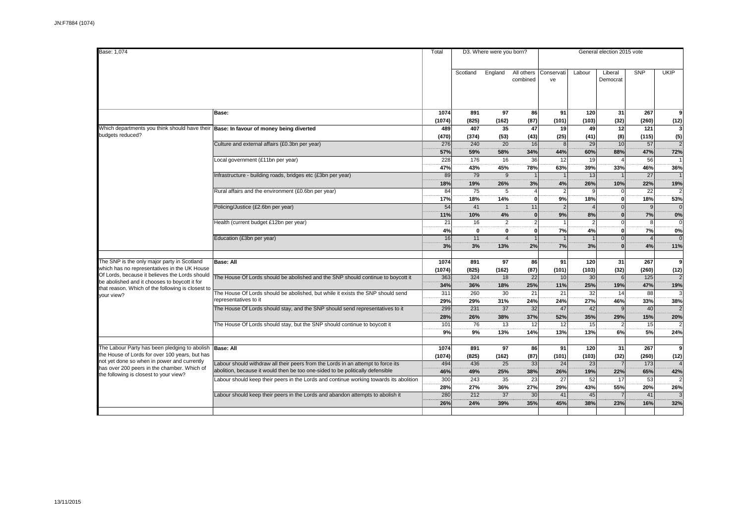Base: 1,074

| | | Total | D3. Where were you born? | | | General election 2015 vote | | | | |
|---|---|---|---|---|---|---|---|---|---|---|
| | | | Scotland | England | All others combined | Conservative | Labour | Liberal Democrat | SNP | UKIP |
| | **Base:** | **1074** | **891** | **97** | **86** | **91** | **120** | **31** | **267** | **9** |
| | | **(1074)** | **(825)** | **(162)** | **(87)** | **(101)** | **(103)** | **(32)** | **(260)** | **(12)** |
| Which departments you think should have their budgets reduced? | **Base: In favour of money being diverted** | **489** | **407** | **35** | **47** | **19** | **49** | **12** | **121** | **3** |
| | | **(470)** | **(374)** | **(53)** | **(43)** | **(25)** | **(41)** | **(8)** | **(115)** | **(5)** |
| | Culture and external affairs (£0.3bn per year) | 276 | 240 | 20 | 16 | 8 | 29 | 10 | 57 | 2 |
| | | **57%** | **59%** | **58%** | **34%** | **44%** | **60%** | **88%** | **47%** | **72%** |
| | Local government (£11bn per year) | 228 | 176 | 16 | 36 | 12 | 19 | 4 | 56 | 1 |
| | | **47%** | **43%** | **45%** | **78%** | **63%** | **39%** | **33%** | **46%** | **36%** |
| | Infrastructure - building roads, bridges etc (£3bn per year) | 89 | 79 | 9 | 1 | 1 | 13 | 1 | 27 | 1 |
| | | **18%** | **19%** | **26%** | **3%** | **4%** | **26%** | **10%** | **22%** | **19%** |
| | Rural affairs and the environment (£0.6bn per year) | 84 | 75 | 5 | 4 | 2 | 9 | 0 | 22 | 2 |
| | | **17%** | **18%** | **14%** | **0** | **9%** | **18%** | **0** | **18%** | **53%** |
| | Policing/Justice (£2.6bn per year) | 54 | 41 | 1 | 11 | 2 | 4 | 0 | 9 | 0 |
| | | **11%** | **10%** | **4%** | **0** | **9%** | **8%** | **0** | **7%** | **0%** |
| | Health (current budget £12bn per year) | 21 | 16 | 2 | 2 | 1 | 2 | 0 | 8 | 0 |
| | | **4%** | **0** | **0** | **0** | **7%** | **4%** | **0** | **7%** | **0%** |
| | Education (£3bn per year) | 16 | 11 | 4 | 1 | 1 | 1 | 0 | 4 | 0 |
| | | **3%** | **3%** | **13%** | **2%** | **7%** | **3%** | **0** | **4%** | **11%** |
| The SNP is the only major party in Scotland which has no representatives in the UK House Of Lords, because it believes the Lords should be abolished and it chooses to boycott it for that reason. Which of the following is closest to your view? | **Base: All** | **1074** | **891** | **97** | **86** | **91** | **120** | **31** | **267** | **9** |
| | | **(1074)** | **(825)** | **(162)** | **(87)** | **(101)** | **(103)** | **(32)** | **(260)** | **(12)** |
| | The House Of Lords should be abolished and the SNP should continue to boycott it | 363 | 324 | 18 | 22 | 10 | 30 | 6 | 125 | 2 |
| | | **34%** | **36%** | **18%** | **25%** | **11%** | **25%** | **19%** | **47%** | **19%** |
| | The House Of Lords should be abolished, but while it exists the SNP should send representatives to it | 311 | 260 | 30 | 21 | 21 | 32 | 14 | 88 | 3 |
| | | **29%** | **29%** | **31%** | **24%** | **24%** | **27%** | **46%** | **33%** | **38%** |
| | The House Of Lords should stay, and the SNP should send representatives to it | 299 | 231 | 37 | 32 | 47 | 42 | 9 | 40 | 2 |
| | | **28%** | **26%** | **38%** | **37%** | **52%** | **35%** | **29%** | **15%** | **20%** |
| | The House Of Lords should stay, but the SNP should continue to boycott it | 101 | 76 | 13 | 12 | 12 | 15 | 2 | 15 | 2 |
| | | **9%** | **9%** | **13%** | **14%** | **13%** | **13%** | **6%** | **5%** | **24%** |
| The Labour Party has been pledging to abolish the House of Lords for over 100 years, but has not yet done so when in power and currently has over 200 peers in the chamber. Which of the following is closest to your view? | **Base: All** | **1074** | **891** | **97** | **86** | **91** | **120** | **31** | **267** | **9** |
| | | **(1074)** | **(825)** | **(162)** | **(87)** | **(101)** | **(103)** | **(32)** | **(260)** | **(12)** |
| | Labour should withdraw all their peers from the Lords in an attempt to force its abolition, because it would then be too one-sided to be politically defensible | 494 | 436 | 25 | 33 | 24 | 23 | 7 | 173 | 4 |
| | | **46%** | **49%** | **25%** | **38%** | **26%** | **19%** | **22%** | **65%** | **42%** |
| | Labour should keep their peers in the Lords and continue working towards its abolition | 300 | 243 | 35 | 23 | 27 | 52 | 17 | 53 | 2 |
| | | **28%** | **27%** | **36%** | **27%** | **29%** | **43%** | **55%** | **20%** | **26%** |
| | Labour should keep their peers in the Lords and abandon attempts to abolish it | 280 | 212 | 37 | 30 | 41 | 45 | 7 | 41 | 3 |
| | | **26%** | **24%** | **39%** | **35%** | **45%** | **38%** | **23%** | **16%** | **32%** |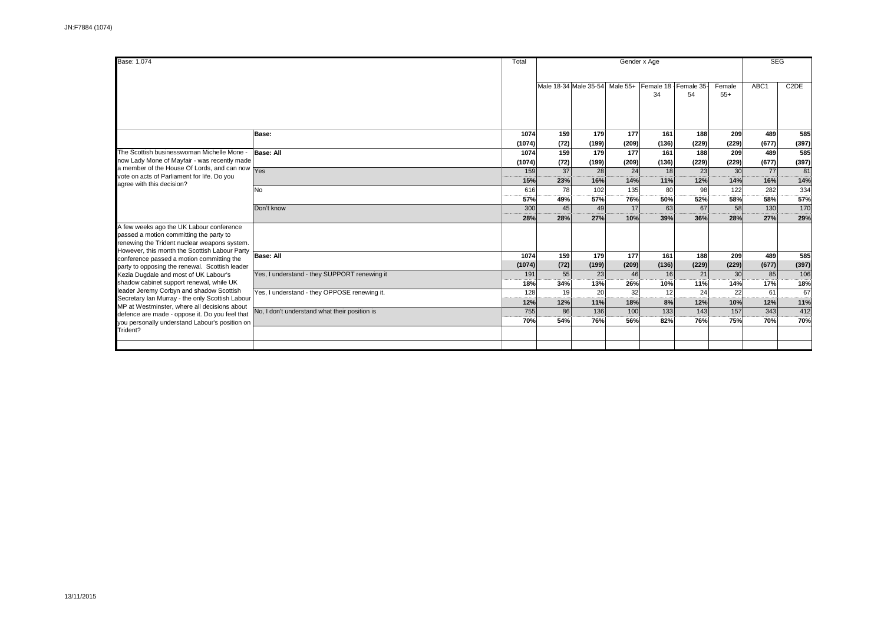JN:F7884 (1074)

| Base: 1,074 | | Total | Gender x Age | | | | | | SEG | |
|---|---|---|---|---|---|---|---|---|---|---|
| | | | Male 18-34 | Male 35-54 | Male 55+ | Female 18-34 | Female 35-54 | Female 55+ | ABC1 | C2DE |
| | Base: | 1074 | 159 | 179 | 177 | 161 | 188 | 209 | 489 | 585 |
| | | (1074) | (72) | (199) | (209) | (136) | (229) | (229) | (677) | (397) |
| The Scottish businesswoman Michelle Mone - now Lady Mone of Mayfair - was recently made a member of the House Of Lords, and can now vote on acts of Parliament for life. Do you agree with this decision? | Base: All | 1074 | 159 | 179 | 177 | 161 | 188 | 209 | 489 | 585 |
| | | (1074) | (72) | (199) | (209) | (136) | (229) | (229) | (677) | (397) |
| | Yes | 159 | 37 | 28 | 24 | 18 | 23 | 30 | 77 | 81 |
| | | 15% | 23% | 16% | 14% | 11% | 12% | 14% | 16% | 14% |
| | No | 616 | 78 | 102 | 135 | 80 | 98 | 122 | 282 | 334 |
| | | 57% | 49% | 57% | 76% | 50% | 52% | 58% | 58% | 57% |
| | Don't know | 300 | 45 | 49 | 17 | 63 | 67 | 58 | 130 | 170 |
| | | 28% | 28% | 27% | 10% | 39% | 36% | 28% | 27% | 29% |
| A few weeks ago the UK Labour conference passed a motion committing the party to renewing the Trident nuclear weapons system. However, this month the Scottish Labour Party conference passed a motion committing the party to opposing the renewal. Scottish leader Kezia Dugdale and most of UK Labour's shadow cabinet support renewal, while UK leader Jeremy Corbyn and shadow Scottish Secretary Ian Murray - the only Scottish Labour MP at Westminster, where all decisions about defence are made - oppose it. Do you feel that you personally understand Labour's position on Trident? | Base: All | 1074 | 159 | 179 | 177 | 161 | 188 | 209 | 489 | 585 |
| | | (1074) | (72) | (199) | (209) | (136) | (229) | (229) | (677) | (397) |
| | Yes, I understand - they SUPPORT renewing it | 191 | 55 | 23 | 46 | 16 | 21 | 30 | 85 | 106 |
| | | 18% | 34% | 13% | 26% | 10% | 11% | 14% | 17% | 18% |
| | Yes, I understand - they OPPOSE renewing it. | 128 | 19 | 20 | 32 | 12 | 24 | 22 | 61 | 67 |
| | | 12% | 12% | 11% | 18% | 8% | 12% | 10% | 12% | 11% |
| | No, I don't understand what their position is | 755 | 86 | 136 | 100 | 133 | 143 | 157 | 343 | 412 |
| | | 70% | 54% | 76% | 56% | 82% | 76% | 75% | 70% | 70% |

13/11/2015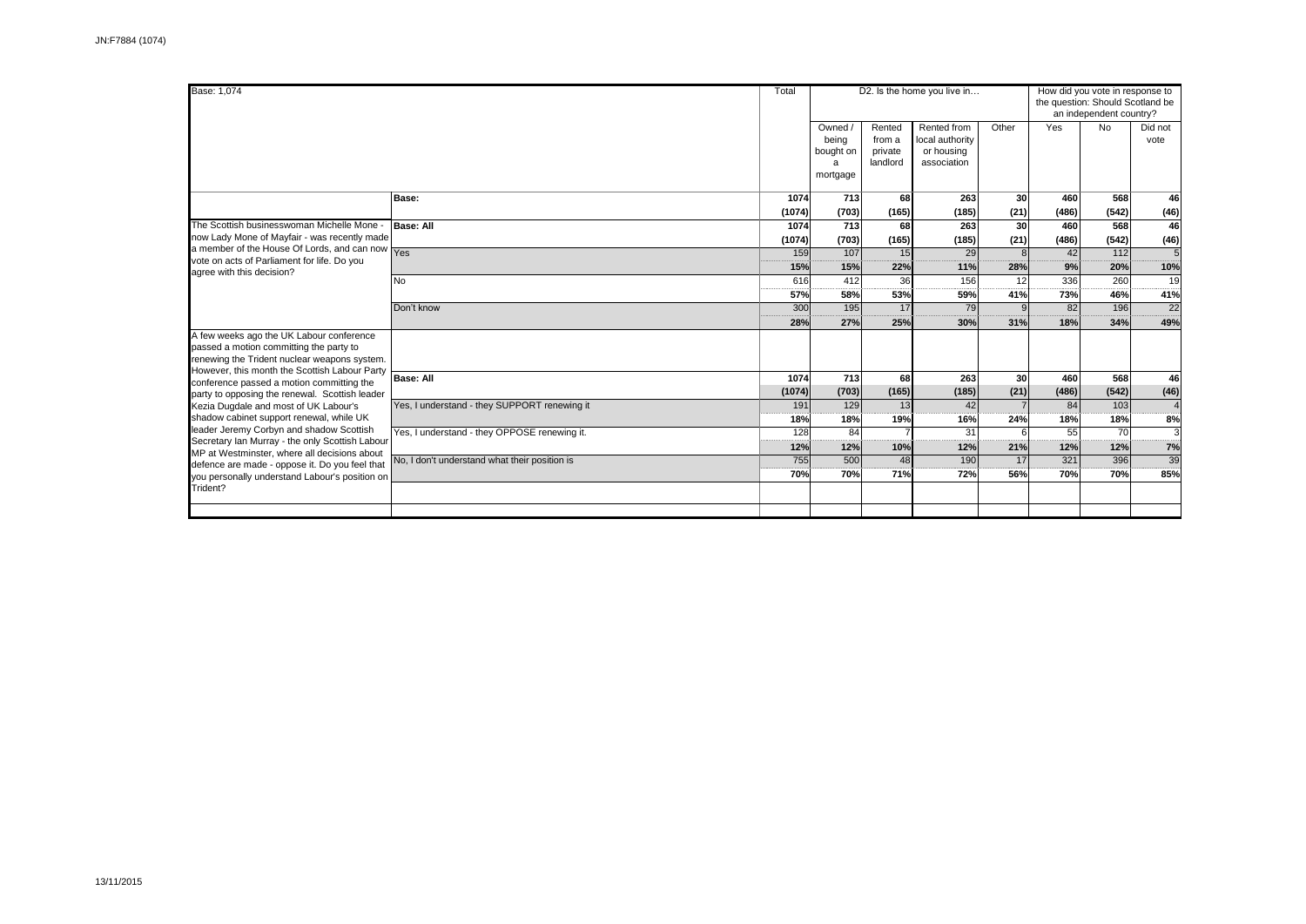| Base: 1,074 | | Total | D2. Is the home you live in… | | | | How did you vote in response to the question: Should Scotland be an independent country? | | |
|---|---|---|---|---|---|---|---|---|---|
| | | | Owned / being bought on a mortgage | Rented from a private landlord | Rented from local authority or housing association | Other | Yes | No | Did not vote |
| | **Base:** | **1074** | **713** | **68** | **263** | **30** | **460** | **568** | **46** |
| | | **(1074)** | **(703)** | **(165)** | **(185)** | **(21)** | **(486)** | **(542)** | **(46)** |
| The Scottish businesswoman Michelle Mone - now Lady Mone of Mayfair - was recently made a member of the House Of Lords, and can now vote on acts of Parliament for life. Do you agree with this decision? | **Base: All** | **1074** | **713** | **68** | **263** | **30** | **460** | **568** | **46** |
| | | **(1074)** | **(703)** | **(165)** | **(185)** | **(21)** | **(486)** | **(542)** | **(46)** |
| | Yes | 159 | 107 | 15 | 29 | 8 | 42 | 112 | 5 |
| | | **15%** | **15%** | **22%** | **11%** | **28%** | **9%** | **20%** | **10%** |
| | No | 616 | 412 | 36 | 156 | 12 | 336 | 260 | 19 |
| | | **57%** | **58%** | **53%** | **59%** | **41%** | **73%** | **46%** | **41%** |
| | Don't know | 300 | 195 | 17 | 79 | 9 | 82 | 196 | 22 |
| | | **28%** | **27%** | **25%** | **30%** | **31%** | **18%** | **34%** | **49%** |
| A few weeks ago the UK Labour conference passed a motion committing the party to renewing the Trident nuclear weapons system. However, this month the Scottish Labour Party conference passed a motion committing the party to opposing the renewal. Scottish leader Kezia Dugdale and most of UK Labour's shadow cabinet support renewal, while UK leader Jeremy Corbyn and shadow Scottish Secretary Ian Murray - the only Scottish Labour MP at Westminster, where all decisions about defence are made - oppose it. Do you feel that you personally understand Labour's position on Trident? | **Base: All** | **1074** | **713** | **68** | **263** | **30** | **460** | **568** | **46** |
| | | **(1074)** | **(703)** | **(165)** | **(185)** | **(21)** | **(486)** | **(542)** | **(46)** |
| | Yes, I understand - they SUPPORT renewing it | 191 | 129 | 13 | 42 | 7 | 84 | 103 | 4 |
| | | **18%** | **18%** | **19%** | **16%** | **24%** | **18%** | **18%** | **8%** |
| | Yes, I understand - they OPPOSE renewing it. | 128 | 84 | 7 | 31 | 6 | 55 | 70 | 3 |
| | | **12%** | **12%** | **10%** | **12%** | **21%** | **12%** | **12%** | **7%** |
| | No, I don't understand what their position is | 755 | 500 | 48 | 190 | 17 | 321 | 396 | 39 |
| | | **70%** | **70%** | **71%** | **72%** | **56%** | **70%** | **70%** | **85%** |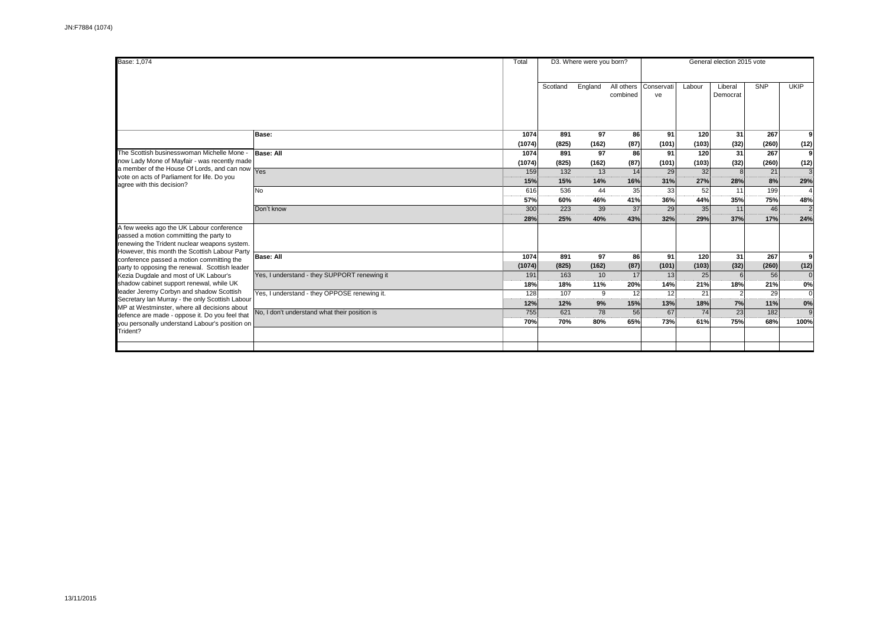| Base: 1,074 | | Total | D3. Where were you born? | | | General election 2015 vote | | | | |
|---|---|---|---|---|---|---|---|---|---|---|
| | | | Scotland | England | All others combined | Conservative | Labour | Liberal Democrat | SNP | UKIP |
| | **Base:** | **1074** | **891** | **97** | **86** | **91** | **120** | **31** | **267** | **9** |
| | | **(1074)** | **(825)** | **(162)** | **(87)** | **(101)** | **(103)** | **(32)** | **(260)** | **(12)** |
| The Scottish businesswoman Michelle Mone - now Lady Mone of Mayfair - was recently made a member of the House Of Lords, and can now vote on acts of Parliament for life. Do you agree with this decision? | **Base: All** | **1074** | **891** | **97** | **86** | **91** | **120** | **31** | **267** | **9** |
| | | **(1074)** | **(825)** | **(162)** | **(87)** | **(101)** | **(103)** | **(32)** | **(260)** | **(12)** |
| | Yes | 159 | 132 | 13 | 14 | 29 | 32 | 8 | 21 | 3 |
| | | **15%** | **15%** | **14%** | **16%** | **31%** | **27%** | **28%** | **8%** | **29%** |
| | No | 616 | 536 | 44 | 35 | 33 | 52 | 11 | 199 | 4 |
| | | **57%** | **60%** | **46%** | **41%** | **36%** | **44%** | **35%** | **75%** | **48%** |
| | Don't know | 300 | 223 | 39 | 37 | 29 | 35 | 11 | 46 | 2 |
| | | **28%** | **25%** | **40%** | **43%** | **32%** | **29%** | **37%** | **17%** | **24%** |
| A few weeks ago the UK Labour conference passed a motion committing the party to renewing the Trident nuclear weapons system. However, this month the Scottish Labour Party conference passed a motion committing the party to opposing the renewal. Scottish leader Kezia Dugdale and most of UK Labour's shadow cabinet support renewal, while UK leader Jeremy Corbyn and shadow Scottish Secretary Ian Murray - the only Scottish Labour MP at Westminster, where all decisions about defence are made - oppose it. Do you feel that you personally understand Labour's position on Trident? | **Base: All** | **1074** | **891** | **97** | **86** | **91** | **120** | **31** | **267** | **9** |
| | | **(1074)** | **(825)** | **(162)** | **(87)** | **(101)** | **(103)** | **(32)** | **(260)** | **(12)** |
| | Yes, I understand - they SUPPORT renewing it | 191 | 163 | 10 | 17 | 13 | 25 | 6 | 56 | 0 |
| | | **18%** | **18%** | **11%** | **20%** | **14%** | **21%** | **18%** | **21%** | **0%** |
| | Yes, I understand - they OPPOSE renewing it. | 128 | 107 | 9 | 12 | 12 | 21 | 2 | 29 | 0 |
| | | **12%** | **12%** | **9%** | **15%** | **13%** | **18%** | **7%** | **11%** | **0%** |
| | No, I don't understand what their position is | 755 | 621 | 78 | 56 | 67 | 74 | 23 | 182 | 9 |
| | | **70%** | **70%** | **80%** | **65%** | **73%** | **61%** | **75%** | **68%** | **100%** |